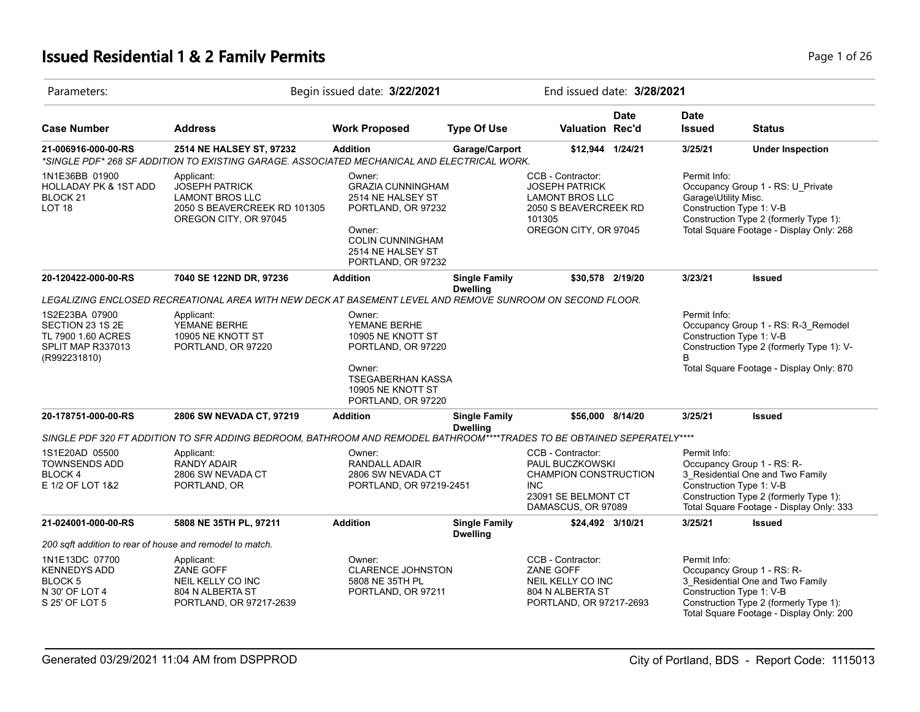# Issued Residential 1 & 2 Family Permits

Parameters: Begin issued date: **3/22/2021** End issued date: **3/28/2021**

| Case Number | Address | Work Proposed | Type Of Use | Valuation | Date Rec'd | Date Issued | Status |
|---|---|---|---|---|---|---|---|
| **21-006916-000-00-RS** | **2514 NE HALSEY ST, 97232** | **Addition** | **Garage/Carport** | **$12,944** | **1/24/21** | **3/25/21** | **Under Inspection** |
| *SINGLE PDF* 268 SF ADDITION TO EXISTING GARAGE. ASSOCIATED MECHANICAL AND ELECTRICAL WORK. | | | | | | | |
| 1N1E36BB 01900<br>HOLLADAY PK & 1ST ADD<br>BLOCK 21<br>LOT 18 | Applicant:<br>JOSEPH PATRICK<br>LAMONT BROS LLC<br>2050 S BEAVERCREEK RD 101305<br>OREGON CITY, OR 97045 | Owner:<br>GRAZIA CUNNINGHAM<br>2514 NE HALSEY ST<br>PORTLAND, OR 97232<br><br>Owner:<br>COLIN CUNNINGHAM<br>2514 NE HALSEY ST<br>PORTLAND, OR 97232 | | CCB - Contractor:<br>JOSEPH PATRICK<br>LAMONT BROS LLC<br>2050 S BEAVERCREEK RD<br>101305<br>OREGON CITY, OR 97045 | | Permit Info:<br>Occupancy Group 1 - RS: U_Private Garage\Utility Misc.<br>Construction Type 1: V-B<br>Construction Type 2 (formerly Type 1):<br>Total Square Footage - Display Only: 268 | |
| **20-120422-000-00-RS** | **7040 SE 122ND DR, 97236** | **Addition** | **Single Family Dwelling** | **$30,578** | **2/19/20** | **3/23/21** | **Issued** |
| LEGALIZING ENCLOSED RECREATIONAL AREA WITH NEW DECK AT BASEMENT LEVEL AND REMOVE SUNROOM ON SECOND FLOOR. | | | | | | | |
| 1S2E23BA 07900<br>SECTION 23 1S 2E<br>TL 7900 1.60 ACRES<br>SPLIT MAP R337013<br>(R992231810) | Applicant:<br>YEMANE BERHE<br>10905 NE KNOTT ST<br>PORTLAND, OR 97220 | Owner:<br>YEMANE BERHE<br>10905 NE KNOTT ST<br>PORTLAND, OR 97220<br><br>Owner:<br>TSEGABERHAN KASSA<br>10905 NE KNOTT ST<br>PORTLAND, OR 97220 | | | | Permit Info:<br>Occupancy Group 1 - RS: R-3_Remodel<br>Construction Type 1: V-B<br>Construction Type 2 (formerly Type 1): V-B<br>Total Square Footage - Display Only: 870 | |
| **20-178751-000-00-RS** | **2806 SW NEVADA CT, 97219** | **Addition** | **Single Family Dwelling** | **$56,000** | **8/14/20** | **3/25/21** | **Issued** |
| SINGLE PDF 320 FT ADDITION TO SFR ADDING BEDROOM, BATHROOM AND REMODEL BATHROOM****TRADES TO BE OBTAINED SEPERATELY**** | | | | | | | |
| 1S1E20AD 05500<br>TOWNSENDS ADD<br>BLOCK 4<br>E 1/2 OF LOT 1&2 | Applicant:<br>RANDY ADAIR<br>2806 SW NEVADA CT<br>PORTLAND, OR | Owner:<br>RANDALL ADAIR<br>2806 SW NEVADA CT<br>PORTLAND, OR 97219-2451 | | CCB - Contractor:<br>PAUL BUCZKOWSKI<br>CHAMPION CONSTRUCTION INC<br>23091 SE BELMONT CT<br>DAMASCUS, OR 97089 | | Permit Info:<br>Occupancy Group 1 - RS: R-3_Residential One and Two Family<br>Construction Type 1: V-B<br>Construction Type 2 (formerly Type 1):<br>Total Square Footage - Display Only: 333 | |
| **21-024001-000-00-RS** | **5808 NE 35TH PL, 97211** | **Addition** | **Single Family Dwelling** | **$24,492** | **3/10/21** | **3/25/21** | **Issued** |
| *200 sqft addition to rear of house and remodel to match.* | | | | | | | |
| 1N1E13DC 07700<br>KENNEDYS ADD<br>BLOCK 5<br>N 30' OF LOT 4<br>S 25' OF LOT 5 | Applicant:<br>ZANE GOFF<br>NEIL KELLY CO INC<br>804 N ALBERTA ST<br>PORTLAND, OR 97217-2639 | Owner:<br>CLARENCE JOHNSTON<br>5808 NE 35TH PL<br>PORTLAND, OR 97211 | | CCB - Contractor:<br>ZANE GOFF<br>NEIL KELLY CO INC<br>804 N ALBERTA ST<br>PORTLAND, OR 97217-2693 | | Permit Info:<br>Occupancy Group 1 - RS: R-3_Residential One and Two Family<br>Construction Type 1: V-B<br>Construction Type 2 (formerly Type 1):<br>Total Square Footage - Display Only: 200 | |

Generated 03/29/2021 11:04 AM from DSPPROD — City of Portland, BDS - Report Code: 1115013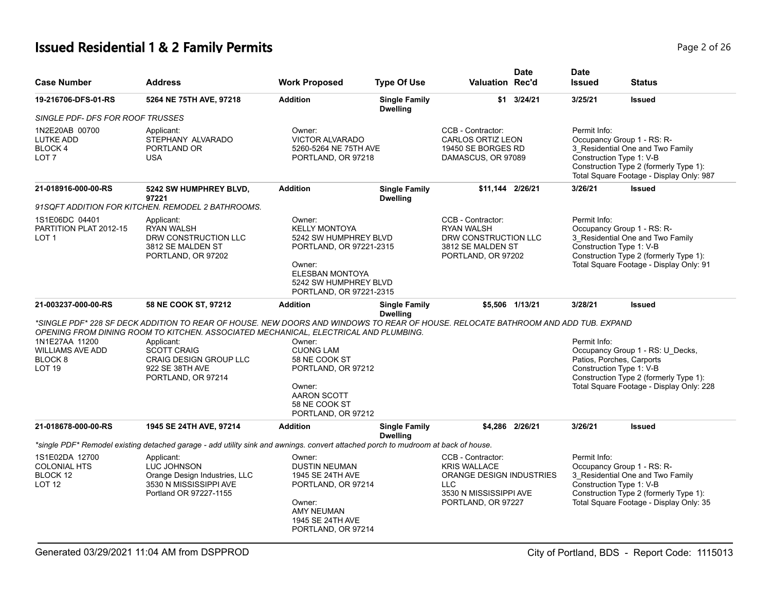# Issued Residential 1 & 2 Family Permits

| Case Number | Address | Work Proposed | Type Of Use | Valuation | Date Rec'd | Date Issued | Status |
|---|---|---|---|---|---|---|---|
| 19-216706-DFS-01-RS | 5264 NE 75TH AVE, 97218 | Addition | Single Family Dwelling | $1 | 3/24/21 | 3/25/21 | Issued |

*SINGLE PDF- DFS FOR ROOF TRUSSES*

1N2E20AB 00700
LUTKE ADD
BLOCK 4
LOT 7

Applicant:
STEPHANY ALVARADO
PORTLAND OR
USA

Owner:
VICTOR ALVARADO
5260-5264 NE 75TH AVE
PORTLAND, OR 97218

CCB - Contractor:
CARLOS ORTIZ LEON
19450 SE BORGES RD
DAMASCUS, OR 97089

Permit Info:
Occupancy Group 1 - RS: R-3_Residential One and Two Family
Construction Type 1: V-B
Construction Type 2 (formerly Type 1):
Total Square Footage - Display Only: 987

| Case Number | Address | Work Proposed | Type Of Use | Valuation | Date Rec'd | Date Issued | Status |
|---|---|---|---|---|---|---|---|
| 21-018916-000-00-RS | 5242 SW HUMPHREY BLVD, 97221 | Addition | Single Family Dwelling | $11,144 | 2/26/21 | 3/26/21 | Issued |

*91SQFT ADDITION FOR KITCHEN. REMODEL 2 BATHROOMS.*

1S1E06DC 04401
PARTITION PLAT 2012-15
LOT 1

Applicant:
RYAN WALSH
DRW CONSTRUCTION LLC
3812 SE MALDEN ST
PORTLAND, OR 97202

Owner:
KELLY MONTOYA
5242 SW HUMPHREY BLVD
PORTLAND, OR 97221-2315

Owner:
ELESBAN MONTOYA
5242 SW HUMPHREY BLVD
PORTLAND, OR 97221-2315

CCB - Contractor:
RYAN WALSH
DRW CONSTRUCTION LLC
3812 SE MALDEN ST
PORTLAND, OR 97202

Permit Info:
Occupancy Group 1 - RS: R-3_Residential One and Two Family
Construction Type 1: V-B
Construction Type 2 (formerly Type 1):
Total Square Footage - Display Only: 91

| Case Number | Address | Work Proposed | Type Of Use | Valuation | Date Rec'd | Date Issued | Status |
|---|---|---|---|---|---|---|---|
| 21-003237-000-00-RS | 58 NE COOK ST, 97212 | Addition | Single Family Dwelling | $5,506 | 1/13/21 | 3/28/21 | Issued |

*\*SINGLE PDF\* 228 SF DECK ADDITION TO REAR OF HOUSE. NEW DOORS AND WINDOWS TO REAR OF HOUSE. RELOCATE BATHROOM AND ADD TUB. EXPAND OPENING FROM DINING ROOM TO KITCHEN. ASSOCIATED MECHANICAL, ELECTRICAL AND PLUMBING.*

1N1E27AA 11200
WILLIAMS AVE ADD
BLOCK 8
LOT 19

Applicant:
SCOTT CRAIG
CRAIG DESIGN GROUP LLC
922 SE 38TH AVE
PORTLAND, OR 97214

Owner:
CUONG LAM
58 NE COOK ST
PORTLAND, OR 97212

Owner:
AARON SCOTT
58 NE COOK ST
PORTLAND, OR 97212

Permit Info:
Occupancy Group 1 - RS: U_Decks, Patios, Porches, Carports
Construction Type 1: V-B
Construction Type 2 (formerly Type 1):
Total Square Footage - Display Only: 228

| Case Number | Address | Work Proposed | Type Of Use | Valuation | Date Rec'd | Date Issued | Status |
|---|---|---|---|---|---|---|---|
| 21-018678-000-00-RS | 1945 SE 24TH AVE, 97214 | Addition | Single Family Dwelling | $4,286 | 2/26/21 | 3/26/21 | Issued |

*\*single PDF\* Remodel existing detached garage - add utility sink and awnings. convert attached porch to mudroom at back of house.*

1S1E02DA 12700
COLONIAL HTS
BLOCK 12
LOT 12

Applicant:
LUC JOHNSON
Orange Design Industries, LLC
3530 N MISSISSIPPI AVE
Portland OR 97227-1155

Owner:
DUSTIN NEUMAN
1945 SE 24TH AVE
PORTLAND, OR 97214

Owner:
AMY NEUMAN
1945 SE 24TH AVE
PORTLAND, OR 97214

CCB - Contractor:
KRIS WALLACE
ORANGE DESIGN INDUSTRIES LLC
3530 N MISSISSIPPI AVE
PORTLAND, OR 97227

Permit Info:
Occupancy Group 1 - RS: R-3_Residential One and Two Family
Construction Type 1: V-B
Construction Type 2 (formerly Type 1):
Total Square Footage - Display Only: 35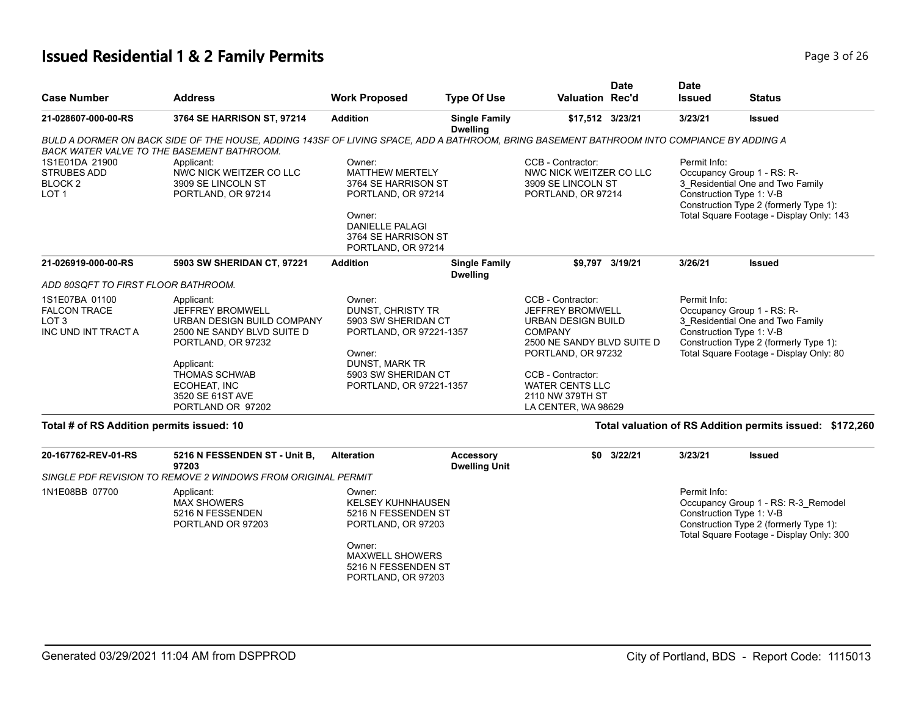# Issued Residential 1 & 2 Family Permits

| Case Number | Address | Work Proposed | Type Of Use | Valuation | Date Rec'd | Date Issued | Status |
|---|---|---|---|---|---|---|---|
| 21-028607-000-00-RS | 3764 SE HARRISON ST, 97214 | Addition | Single Family Dwelling | $17,512 | 3/23/21 | 3/23/21 | Issued |

*BULD A DORMER ON BACK SIDE OF THE HOUSE, ADDING 143SF OF LIVING SPACE, ADD A BATHROOM, BRING BASEMENT BATHROOM INTO COMPIANCE BY ADDING A BACK WATER VALVE TO THE BASEMENT BATHROOM.*

| Legal Description | Applicant | Owner | CCB - Contractor | Permit Info |
|---|---|---|---|---|
| 1S1E01DA 21900<br>STRUBES ADD<br>BLOCK 2<br>LOT 1 | Applicant:<br>NWC NICK WEITZER CO LLC<br>3909 SE LINCOLN ST<br>PORTLAND, OR 97214 | Owner:<br>MATTHEW MERTELY<br>3764 SE HARRISON ST<br>PORTLAND, OR 97214<br><br>Owner:<br>DANIELLE PALAGI<br>3764 SE HARRISON ST<br>PORTLAND, OR 97214 | CCB - Contractor:<br>NWC NICK WEITZER CO LLC<br>3909 SE LINCOLN ST<br>PORTLAND, OR 97214 | Permit Info:<br>Occupancy Group 1 - RS: R-3_Residential One and Two Family<br>Construction Type 1: V-B<br>Construction Type 2 (formerly Type 1):<br>Total Square Footage - Display Only: 143 |

| Case Number | Address | Work Proposed | Type Of Use | Valuation | Date Rec'd | Date Issued | Status |
|---|---|---|---|---|---|---|---|
| 21-026919-000-00-RS | 5903 SW SHERIDAN CT, 97221 | Addition | Single Family Dwelling | $9,797 | 3/19/21 | 3/26/21 | Issued |

*ADD 80SQFT TO FIRST FLOOR BATHROOM.*

| Legal Description | Applicant | Owner | CCB - Contractor | Permit Info |
|---|---|---|---|---|
| 1S1E07BA 01100<br>FALCON TRACE<br>LOT 3<br>INC UND INT TRACT A | Applicant:<br>JEFFREY BROMWELL<br>URBAN DESIGN BUILD COMPANY<br>2500 NE SANDY BLVD SUITE D<br>PORTLAND, OR 97232<br><br>Applicant:<br>THOMAS SCHWAB<br>ECOHEAT, INC<br>3520 SE 61ST AVE<br>PORTLAND OR 97202 | Owner:<br>DUNST, CHRISTY TR<br>5903 SW SHERIDAN CT<br>PORTLAND, OR 97221-1357<br><br>Owner:<br>DUNST, MARK TR<br>5903 SW SHERIDAN CT<br>PORTLAND, OR 97221-1357 | CCB - Contractor:<br>JEFFREY BROMWELL<br>URBAN DESIGN BUILD COMPANY<br>2500 NE SANDY BLVD SUITE D<br>PORTLAND, OR 97232<br><br>CCB - Contractor:<br>WATER CENTS LLC<br>2110 NW 379TH ST<br>LA CENTER, WA 98629 | Permit Info:<br>Occupancy Group 1 - RS: R-3_Residential One and Two Family<br>Construction Type 1: V-B<br>Construction Type 2 (formerly Type 1):<br>Total Square Footage - Display Only: 80 |

**Total # of RS Addition permits issued: 10** | **Total valuation of RS Addition permits issued: $172,260**

| Case Number | Address | Work Proposed | Type Of Use | Valuation | Date Rec'd | Date Issued | Status |
|---|---|---|---|---|---|---|---|
| 20-167762-REV-01-RS | 5216 N FESSENDEN ST - Unit B, 97203 | Alteration | Accessory Dwelling Unit | $0 | 3/22/21 | 3/23/21 | Issued |

*SINGLE PDF REVISION TO REMOVE 2 WINDOWS FROM ORIGINAL PERMIT*

| Legal Description | Applicant | Owner | CCB - Contractor | Permit Info |
|---|---|---|---|---|
| 1N1E08BB 07700 | Applicant:<br>MAX SHOWERS<br>5216 N FESSENDEN<br>PORTLAND OR 97203 | Owner:<br>KELSEY KUHNHAUSEN<br>5216 N FESSENDEN ST<br>PORTLAND, OR 97203<br><br>Owner:<br>MAXWELL SHOWERS<br>5216 N FESSENDEN ST<br>PORTLAND, OR 97203 | | Permit Info:<br>Occupancy Group 1 - RS: R-3_Remodel<br>Construction Type 1: V-B<br>Construction Type 2 (formerly Type 1):<br>Total Square Footage - Display Only: 300 |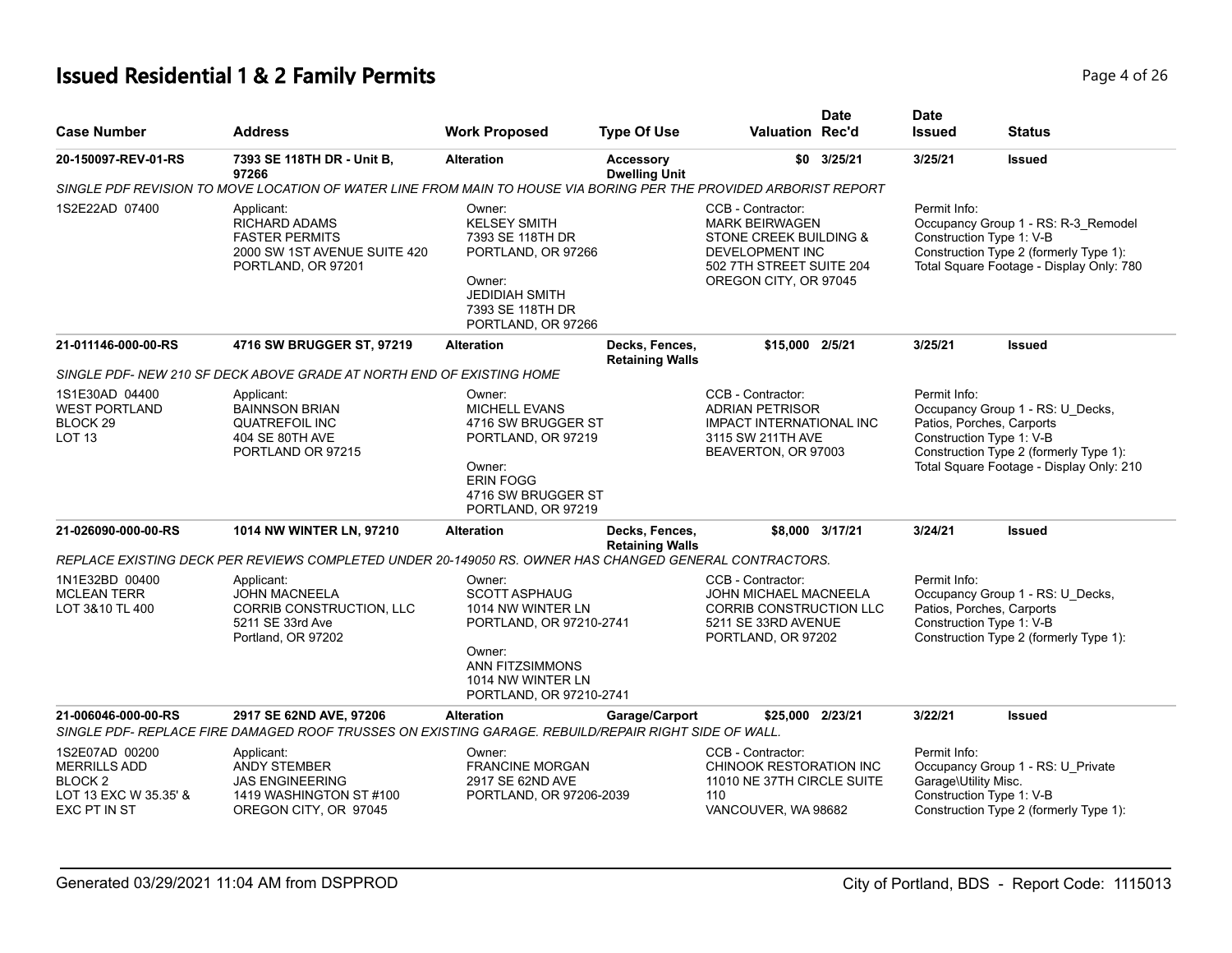# Issued Residential 1 & 2 Family Permits

| Case Number | Address | Work Proposed | Type Of Use | Valuation | Date Rec'd | Date Issued | Status |
|---|---|---|---|---|---|---|---|
| 20-150097-REV-01-RS | 7393 SE 118TH DR - Unit B, 97266 | Alteration | Accessory Dwelling Unit | $0 | 3/25/21 | 3/25/21 | Issued |

SINGLE PDF REVISION TO MOVE LOCATION OF WATER LINE FROM MAIN TO HOUSE VIA BORING PER THE PROVIDED ARBORIST REPORT

| | | | | |
|---|---|---|---|---|
| 1S2E22AD 07400 | Applicant:<br>RICHARD ADAMS<br>FASTER PERMITS<br>2000 SW 1ST AVENUE SUITE 420<br>PORTLAND, OR 97201 | Owner:<br>KELSEY SMITH<br>7393 SE 118TH DR<br>PORTLAND, OR 97266<br><br>Owner:<br>JEDIDIAH SMITH<br>7393 SE 118TH DR<br>PORTLAND, OR 97266 | CCB - Contractor:<br>MARK BEIRWAGEN<br>STONE CREEK BUILDING & DEVELOPMENT INC<br>502 7TH STREET SUITE 204<br>OREGON CITY, OR 97045 | Permit Info:<br>Occupancy Group 1 - RS: R-3_Remodel<br>Construction Type 1: V-B<br>Construction Type 2 (formerly Type 1):<br>Total Square Footage - Display Only: 780 |

| Case Number | Address | Work Proposed | Type Of Use | Valuation | Date Rec'd | Date Issued | Status |
|---|---|---|---|---|---|---|---|
| 21-011146-000-00-RS | 4716 SW BRUGGER ST, 97219 | Alteration | Decks, Fences, Retaining Walls | $15,000 | 2/5/21 | 3/25/21 | Issued |

SINGLE PDF- NEW 210 SF DECK ABOVE GRADE AT NORTH END OF EXISTING HOME

| | | | | |
|---|---|---|---|---|
| 1S1E30AD 04400<br>WEST PORTLAND<br>BLOCK 29<br>LOT 13 | Applicant:<br>BAINNSON BRIAN<br>QUATREFOIL INC<br>404 SE 80TH AVE<br>PORTLAND OR 97215 | Owner:<br>MICHELL EVANS<br>4716 SW BRUGGER ST<br>PORTLAND, OR 97219<br><br>Owner:<br>ERIN FOGG<br>4716 SW BRUGGER ST<br>PORTLAND, OR 97219 | CCB - Contractor:<br>ADRIAN PETRISOR<br>IMPACT INTERNATIONAL INC<br>3115 SW 211TH AVE<br>BEAVERTON, OR 97003 | Permit Info:<br>Occupancy Group 1 - RS: U_Decks, Patios, Porches, Carports<br>Construction Type 1: V-B<br>Construction Type 2 (formerly Type 1):<br>Total Square Footage - Display Only: 210 |

| Case Number | Address | Work Proposed | Type Of Use | Valuation | Date Rec'd | Date Issued | Status |
|---|---|---|---|---|---|---|---|
| 21-026090-000-00-RS | 1014 NW WINTER LN, 97210 | Alteration | Decks, Fences, Retaining Walls | $8,000 | 3/17/21 | 3/24/21 | Issued |

REPLACE EXISTING DECK PER REVIEWS COMPLETED UNDER 20-149050 RS. OWNER HAS CHANGED GENERAL CONTRACTORS.

| | | | | |
|---|---|---|---|---|
| 1N1E32BD 00400<br>MCLEAN TERR<br>LOT 3&10 TL 400 | Applicant:<br>JOHN MACNEELA<br>CORRIB CONSTRUCTION, LLC<br>5211 SE 33rd Ave<br>Portland, OR 97202 | Owner:<br>SCOTT ASPHAUG<br>1014 NW WINTER LN<br>PORTLAND, OR 97210-2741<br><br>Owner:<br>ANN FITZSIMMONS<br>1014 NW WINTER LN<br>PORTLAND, OR 97210-2741 | CCB - Contractor:<br>JOHN MICHAEL MACNEELA<br>CORRIB CONSTRUCTION LLC<br>5211 SE 33RD AVENUE<br>PORTLAND, OR 97202 | Permit Info:<br>Occupancy Group 1 - RS: U_Decks, Patios, Porches, Carports<br>Construction Type 1: V-B<br>Construction Type 2 (formerly Type 1): |

| Case Number | Address | Work Proposed | Type Of Use | Valuation | Date Rec'd | Date Issued | Status |
|---|---|---|---|---|---|---|---|
| 21-006046-000-00-RS | 2917 SE 62ND AVE, 97206 | Alteration | Garage/Carport | $25,000 | 2/23/21 | 3/22/21 | Issued |

SINGLE PDF- REPLACE FIRE DAMAGED ROOF TRUSSES ON EXISTING GARAGE. REBUILD/REPAIR RIGHT SIDE OF WALL.

| | | | | |
|---|---|---|---|---|
| 1S2E07AD 00200<br>MERRILLS ADD<br>BLOCK 2<br>LOT 13 EXC W 35.35' & EXC PT IN ST | Applicant:<br>ANDY STEMBER<br>JAS ENGINEERING<br>1419 WASHINGTON ST #100<br>OREGON CITY, OR 97045 | Owner:<br>FRANCINE MORGAN<br>2917 SE 62ND AVE<br>PORTLAND, OR 97206-2039 | CCB - Contractor:<br>CHINOOK RESTORATION INC<br>11010 NE 37TH CIRCLE SUITE 110<br>VANCOUVER, WA 98682 | Permit Info:<br>Occupancy Group 1 - RS: U_Private Garage\Utility Misc.<br>Construction Type 1: V-B<br>Construction Type 2 (formerly Type 1): |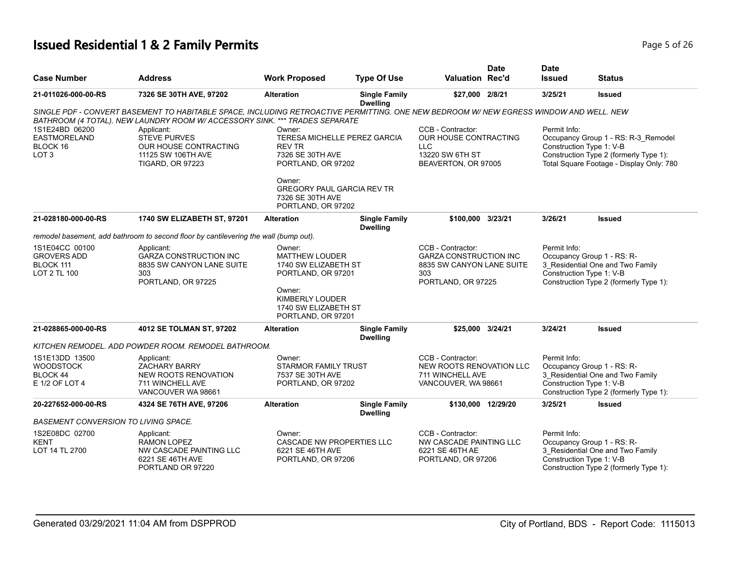# Issued Residential 1 & 2 Family Permits

| Case Number | Address | Work Proposed | Type Of Use | Valuation | Date Rec'd | Date Issued | Status |
|---|---|---|---|---|---|---|---|
| 21-011026-000-00-RS | 7326 SE 30TH AVE, 97202 | Alteration | Single Family Dwelling | $27,000 | 2/8/21 | 3/25/21 | Issued |

SINGLE PDF - CONVERT BASEMENT TO HABITABLE SPACE, INCLUDING RETROACTIVE PERMITTING. ONE NEW BEDROOM W/ NEW EGRESS WINDOW AND WELL. NEW BATHROOM (4 TOTAL). NEW LAUNDRY ROOM W/ ACCESSORY SINK. *** TRADES SEPARATE

1S1E24BD 06200
EASTMORELAND
BLOCK 16
LOT 3

Applicant:
STEVE PURVES
OUR HOUSE CONTRACTING
11125 SW 106TH AVE
TIGARD, OR 97223

Owner:
TERESA MICHELLE PEREZ GARCIA REV TR
7326 SE 30TH AVE
PORTLAND, OR 97202

Owner:
GREGORY PAUL GARCIA REV TR
7326 SE 30TH AVE
PORTLAND, OR 97202

CCB - Contractor:
OUR HOUSE CONTRACTING LLC
13220 SW 6TH ST
BEAVERTON, OR 97005

Permit Info:
Occupancy Group 1 - RS: R-3_Remodel
Construction Type 1: V-B
Construction Type 2 (formerly Type 1):
Total Square Footage - Display Only: 780

| Case Number | Address | Work Proposed | Type Of Use | Valuation | Date Rec'd | Date Issued | Status |
|---|---|---|---|---|---|---|---|
| 21-028180-000-00-RS | 1740 SW ELIZABETH ST, 97201 | Alteration | Single Family Dwelling | $100,000 | 3/23/21 | 3/26/21 | Issued |

remodel basement, add bathroom to second floor by cantilevering the wall (bump out).

1S1E04CC 00100
GROVERS ADD
BLOCK 111
LOT 2 TL 100

Applicant:
GARZA CONSTRUCTION INC
8835 SW CANYON LANE SUITE 303
PORTLAND, OR 97225

Owner:
MATTHEW LOUDER
1740 SW ELIZABETH ST
PORTLAND, OR 97201

Owner:
KIMBERLY LOUDER
1740 SW ELIZABETH ST
PORTLAND, OR 97201

CCB - Contractor:
GARZA CONSTRUCTION INC
8835 SW CANYON LANE SUITE 303
PORTLAND, OR 97225

Permit Info:
Occupancy Group 1 - RS: R-3_Residential One and Two Family
Construction Type 1: V-B
Construction Type 2 (formerly Type 1):

| Case Number | Address | Work Proposed | Type Of Use | Valuation | Date Rec'd | Date Issued | Status |
|---|---|---|---|---|---|---|---|
| 21-028865-000-00-RS | 4012 SE TOLMAN ST, 97202 | Alteration | Single Family Dwelling | $25,000 | 3/24/21 | 3/24/21 | Issued |

KITCHEN REMODEL. ADD POWDER ROOM. REMODEL BATHROOM.

1S1E13DD 13500
WOODSTOCK
BLOCK 44
E 1/2 OF LOT 4

Applicant:
ZACHARY BARRY
NEW ROOTS RENOVATION
711 WINCHELL AVE
VANCOUVER WA 98661

Owner:
STARMOR FAMILY TRUST
7537 SE 30TH AVE
PORTLAND, OR 97202

CCB - Contractor:
NEW ROOTS RENOVATION LLC
711 WINCHELL AVE
VANCOUVER, WA 98661

Permit Info:
Occupancy Group 1 - RS: R-3_Residential One and Two Family
Construction Type 1: V-B
Construction Type 2 (formerly Type 1):

| Case Number | Address | Work Proposed | Type Of Use | Valuation | Date Rec'd | Date Issued | Status |
|---|---|---|---|---|---|---|---|
| 20-227652-000-00-RS | 4324 SE 76TH AVE, 97206 | Alteration | Single Family Dwelling | $130,000 | 12/29/20 | 3/25/21 | Issued |

BASEMENT CONVERSION TO LIVING SPACE.

1S2E08DC 02700
KENT
LOT 14 TL 2700

Applicant:
RAMON LOPEZ
NW CASCADE PAINTING LLC
6221 SE 46TH AVE
PORTLAND OR 97220

Owner:
CASCADE NW PROPERTIES LLC
6221 SE 46TH AVE
PORTLAND, OR 97206

CCB - Contractor:
NW CASCADE PAINTING LLC
6221 SE 46TH AE
PORTLAND, OR 97206

Permit Info:
Occupancy Group 1 - RS: R-3_Residential One and Two Family
Construction Type 1: V-B
Construction Type 2 (formerly Type 1):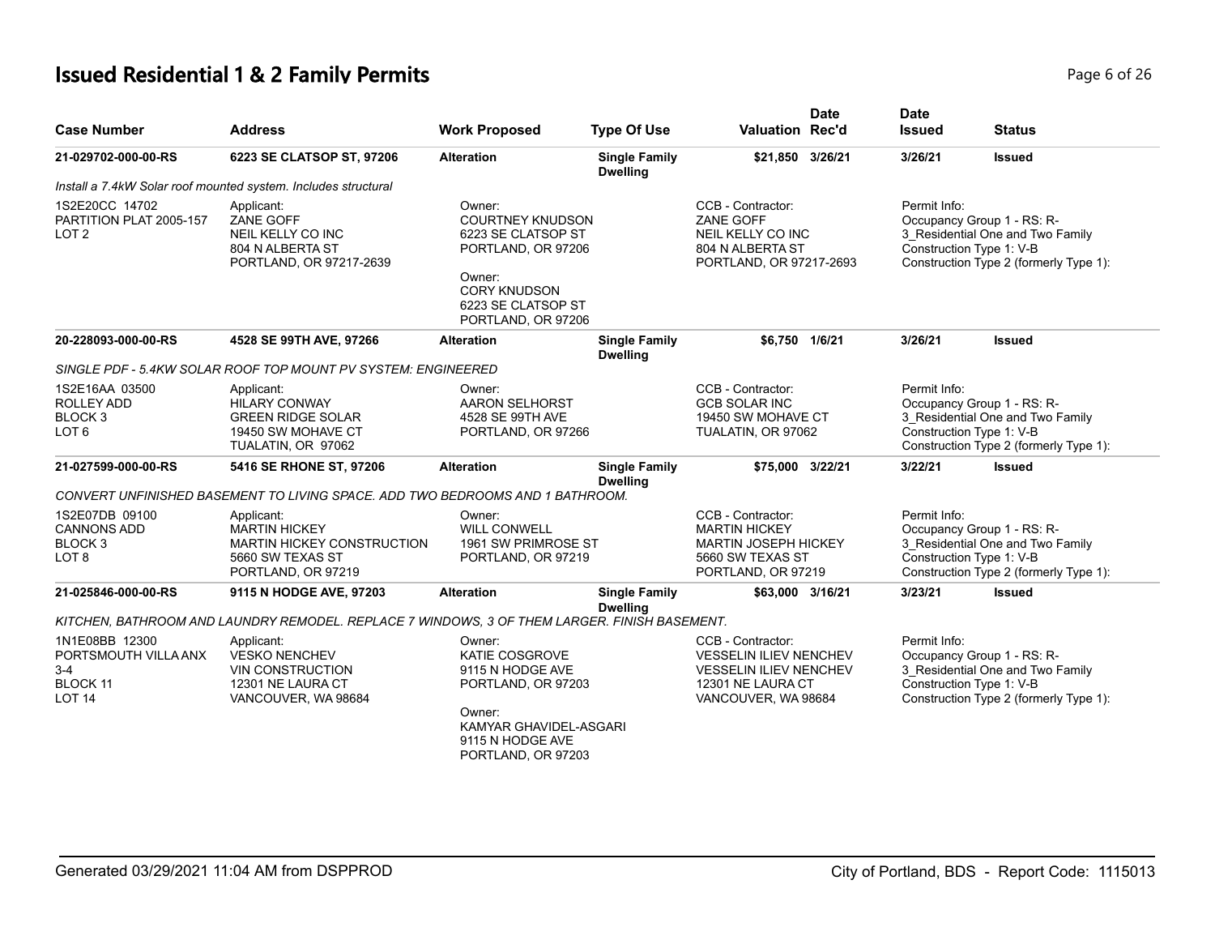# Issued Residential 1 & 2 Family Permits

| Case Number | Address | Work Proposed | Type Of Use | Valuation | Date Rec'd | Date Issued | Status |
|---|---|---|---|---|---|---|---|
| **21-029702-000-00-RS** | **6223 SE CLATSOP ST, 97206** | **Alteration** | **Single Family Dwelling** | **$21,850** | **3/26/21** | **3/26/21** | **Issued** |

*Install a 7.4kW Solar roof mounted system. Includes structural*

1S2E20CC 14702
PARTITION PLAT 2005-157
LOT 2

Applicant:
ZANE GOFF
NEIL KELLY CO INC
804 N ALBERTA ST
PORTLAND, OR 97217-2639

Owner:
COURTNEY KNUDSON
6223 SE CLATSOP ST
PORTLAND, OR 97206

Owner:
CORY KNUDSON
6223 SE CLATSOP ST
PORTLAND, OR 97206

CCB - Contractor:
ZANE GOFF
NEIL KELLY CO INC
804 N ALBERTA ST
PORTLAND, OR 97217-2693

Permit Info:
Occupancy Group 1 - RS: R-3_Residential One and Two Family
Construction Type 1: V-B
Construction Type 2 (formerly Type 1):

| Case Number | Address | Work Proposed | Type Of Use | Valuation | Date Rec'd | Date Issued | Status |
|---|---|---|---|---|---|---|---|
| **20-228093-000-00-RS** | **4528 SE 99TH AVE, 97266** | **Alteration** | **Single Family Dwelling** | **$6,750** | **1/6/21** | **3/26/21** | **Issued** |

*SINGLE PDF - 5.4KW SOLAR ROOF TOP MOUNT PV SYSTEM: ENGINEERED*

1S2E16AA 03500
ROLLEY ADD
BLOCK 3
LOT 6

Applicant:
HILARY CONWAY
GREEN RIDGE SOLAR
19450 SW MOHAVE CT
TUALATIN, OR 97062

Owner:
AARON SELHORST
4528 SE 99TH AVE
PORTLAND, OR 97266

CCB - Contractor:
GCB SOLAR INC
19450 SW MOHAVE CT
TUALATIN, OR 97062

Permit Info:
Occupancy Group 1 - RS: R-3_Residential One and Two Family
Construction Type 1: V-B
Construction Type 2 (formerly Type 1):

| Case Number | Address | Work Proposed | Type Of Use | Valuation | Date Rec'd | Date Issued | Status |
|---|---|---|---|---|---|---|---|
| **21-027599-000-00-RS** | **5416 SE RHONE ST, 97206** | **Alteration** | **Single Family Dwelling** | **$75,000** | **3/22/21** | **3/22/21** | **Issued** |

*CONVERT UNFINISHED BASEMENT TO LIVING SPACE. ADD TWO BEDROOMS AND 1 BATHROOM.*

1S2E07DB 09100
CANNONS ADD
BLOCK 3
LOT 8

Applicant:
MARTIN HICKEY
MARTIN HICKEY CONSTRUCTION
5660 SW TEXAS ST
PORTLAND, OR 97219

Owner:
WILL CONWELL
1961 SW PRIMROSE ST
PORTLAND, OR 97219

CCB - Contractor:
MARTIN HICKEY
MARTIN JOSEPH HICKEY
5660 SW TEXAS ST
PORTLAND, OR 97219

Permit Info:
Occupancy Group 1 - RS: R-3_Residential One and Two Family
Construction Type 1: V-B
Construction Type 2 (formerly Type 1):

| Case Number | Address | Work Proposed | Type Of Use | Valuation | Date Rec'd | Date Issued | Status |
|---|---|---|---|---|---|---|---|
| **21-025846-000-00-RS** | **9115 N HODGE AVE, 97203** | **Alteration** | **Single Family Dwelling** | **$63,000** | **3/16/21** | **3/23/21** | **Issued** |

*KITCHEN, BATHROOM AND LAUNDRY REMODEL. REPLACE 7 WINDOWS, 3 OF THEM LARGER. FINISH BASEMENT.*

1N1E08BB 12300
PORTSMOUTH VILLA ANX 3-4
BLOCK 11
LOT 14

Applicant:
VESKO NENCHEV
VIN CONSTRUCTION
12301 NE LAURA CT
VANCOUVER, WA 98684

Owner:
KATIE COSGROVE
9115 N HODGE AVE
PORTLAND, OR 97203

Owner:
KAMYAR GHAVIDEL-ASGARI
9115 N HODGE AVE
PORTLAND, OR 97203

CCB - Contractor:
VESSELIN ILIEV NENCHEV
VESSELIN ILIEV NENCHEV
12301 NE LAURA CT
VANCOUVER, WA 98684

Permit Info:
Occupancy Group 1 - RS: R-3_Residential One and Two Family
Construction Type 1: V-B
Construction Type 2 (formerly Type 1):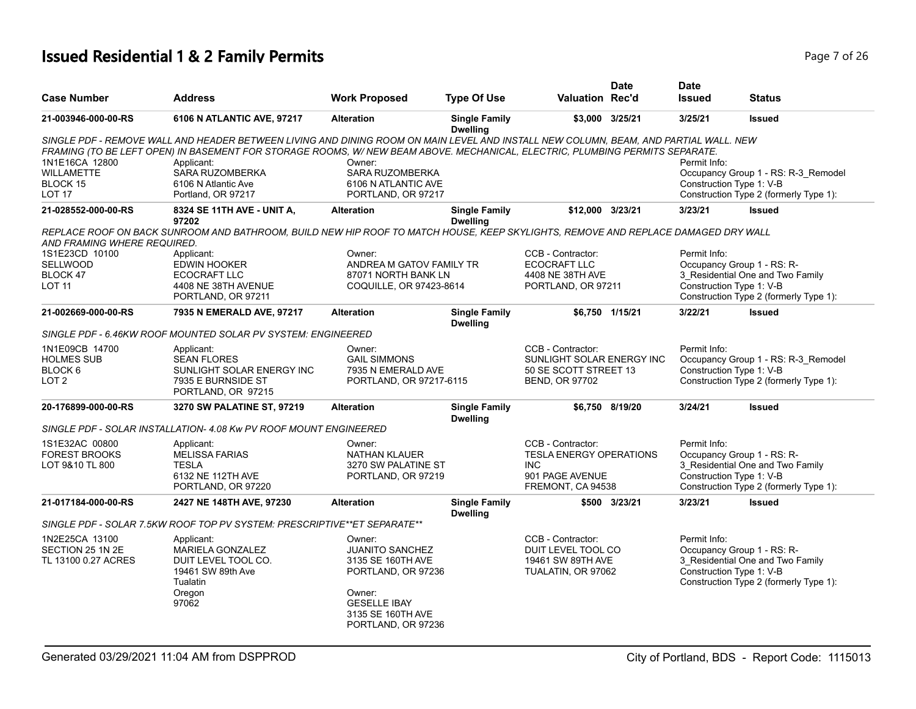# Issued Residential 1 & 2 Family Permits

| Case Number | Address | Work Proposed | Type Of Use | Valuation | Date Rec'd | Date Issued | Status |
|---|---|---|---|---|---|---|---|
| **21-003946-000-00-RS** | **6106 N ATLANTIC AVE, 97217** | **Alteration** | **Single Family Dwelling** | **$3,000** | **3/25/21** | **3/25/21** | **Issued** |

*SINGLE PDF - REMOVE WALL AND HEADER BETWEEN LIVING AND DINING ROOM ON MAIN LEVEL AND INSTALL NEW COLUMN, BEAM, AND PARTIAL WALL. NEW FRAMING (TO BE LEFT OPEN) IN BASEMENT FOR STORAGE ROOMS, W/ NEW BEAM ABOVE. MECHANICAL, ELECTRIC, PLUMBING PERMITS SEPARATE.*

1N1E16CA 12800
WILLAMETTE
BLOCK 15
LOT 17

Applicant:
SARA RUZOMBERKA
6106 N Atlantic Ave
Portland, OR 97217

Owner:
SARA RUZOMBERKA
6106 N ATLANTIC AVE
PORTLAND, OR 97217

Permit Info:
Occupancy Group 1 - RS: R-3_Remodel
Construction Type 1: V-B
Construction Type 2 (formerly Type 1):

| Case Number | Address | Work Proposed | Type Of Use | Valuation | Date Rec'd | Date Issued | Status |
|---|---|---|---|---|---|---|---|
| **21-028552-000-00-RS** | **8324 SE 11TH AVE - UNIT A, 97202** | **Alteration** | **Single Family Dwelling** | **$12,000** | **3/23/21** | **3/23/21** | **Issued** |

*REPLACE ROOF ON BACK SUNROOM AND BATHROOM, BUILD NEW HIP ROOF TO MATCH HOUSE, KEEP SKYLIGHTS, REMOVE AND REPLACE DAMAGED DRY WALL AND FRAMING WHERE REQUIRED.*

1S1E23CD 10100
SELLWOOD
BLOCK 47
LOT 11

Applicant:
EDWIN HOOKER
ECOCRAFT LLC
4408 NE 38TH AVENUE
PORTLAND, OR 97211

Owner:
ANDREA M GATOV FAMILY TR
87071 NORTH BANK LN
COQUILLE, OR 97423-8614

CCB - Contractor:
ECOCRAFT LLC
4408 NE 38TH AVE
PORTLAND, OR 97211

Permit Info:
Occupancy Group 1 - RS: R-3_Residential One and Two Family
Construction Type 1: V-B
Construction Type 2 (formerly Type 1):

| Case Number | Address | Work Proposed | Type Of Use | Valuation | Date Rec'd | Date Issued | Status |
|---|---|---|---|---|---|---|---|
| **21-002669-000-00-RS** | **7935 N EMERALD AVE, 97217** | **Alteration** | **Single Family Dwelling** | **$6,750** | **1/15/21** | **3/22/21** | **Issued** |

*SINGLE PDF - 6.46KW ROOF MOUNTED SOLAR PV SYSTEM: ENGINEERED*

1N1E09CB 14700
HOLMES SUB
BLOCK 6
LOT 2

Applicant:
SEAN FLORES
SUNLIGHT SOLAR ENERGY INC
7935 E BURNSIDE ST
PORTLAND, OR 97215

Owner:
GAIL SIMMONS
7935 N EMERALD AVE
PORTLAND, OR 97217-6115

CCB - Contractor:
SUNLIGHT SOLAR ENERGY INC
50 SE SCOTT STREET 13
BEND, OR 97702

Permit Info:
Occupancy Group 1 - RS: R-3_Remodel
Construction Type 1: V-B
Construction Type 2 (formerly Type 1):

| Case Number | Address | Work Proposed | Type Of Use | Valuation | Date Rec'd | Date Issued | Status |
|---|---|---|---|---|---|---|---|
| **20-176899-000-00-RS** | **3270 SW PALATINE ST, 97219** | **Alteration** | **Single Family Dwelling** | **$6,750** | **8/19/20** | **3/24/21** | **Issued** |

*SINGLE PDF - SOLAR INSTALLATION- 4.08 Kw PV ROOF MOUNT ENGINEERED*

1S1E32AC 00800
FOREST BROOKS
LOT 9&10 TL 800

Applicant:
MELISSA FARIAS
TESLA
6132 NE 112TH AVE
PORTLAND, OR 97220

Owner:
NATHAN KLAUER
3270 SW PALATINE ST
PORTLAND, OR 97219

CCB - Contractor:
TESLA ENERGY OPERATIONS INC
901 PAGE AVENUE
FREMONT, CA 94538

Permit Info:
Occupancy Group 1 - RS: R-3_Residential One and Two Family
Construction Type 1: V-B
Construction Type 2 (formerly Type 1):

| Case Number | Address | Work Proposed | Type Of Use | Valuation | Date Rec'd | Date Issued | Status |
|---|---|---|---|---|---|---|---|
| **21-017184-000-00-RS** | **2427 NE 148TH AVE, 97230** | **Alteration** | **Single Family Dwelling** | **$500** | **3/23/21** | **3/23/21** | **Issued** |

*SINGLE PDF - SOLAR 7.5KW ROOF TOP PV SYSTEM: PRESCRIPTIVE**ET SEPARATE***

1N2E25CA 13100
SECTION 25 1N 2E
TL 13100 0.27 ACRES

Applicant:
MARIELA GONZALEZ
DUIT LEVEL TOOL CO.
19461 SW 89th Ave
Tualatin
Oregon
97062

Owner:
JUANITO SANCHEZ
3135 SE 160TH AVE
PORTLAND, OR 97236

Owner:
GESELLE IBAY
3135 SE 160TH AVE
PORTLAND, OR 97236

CCB - Contractor:
DUIT LEVEL TOOL CO
19461 SW 89TH AVE
TUALATIN, OR 97062

Permit Info:
Occupancy Group 1 - RS: R-3_Residential One and Two Family
Construction Type 1: V-B
Construction Type 2 (formerly Type 1):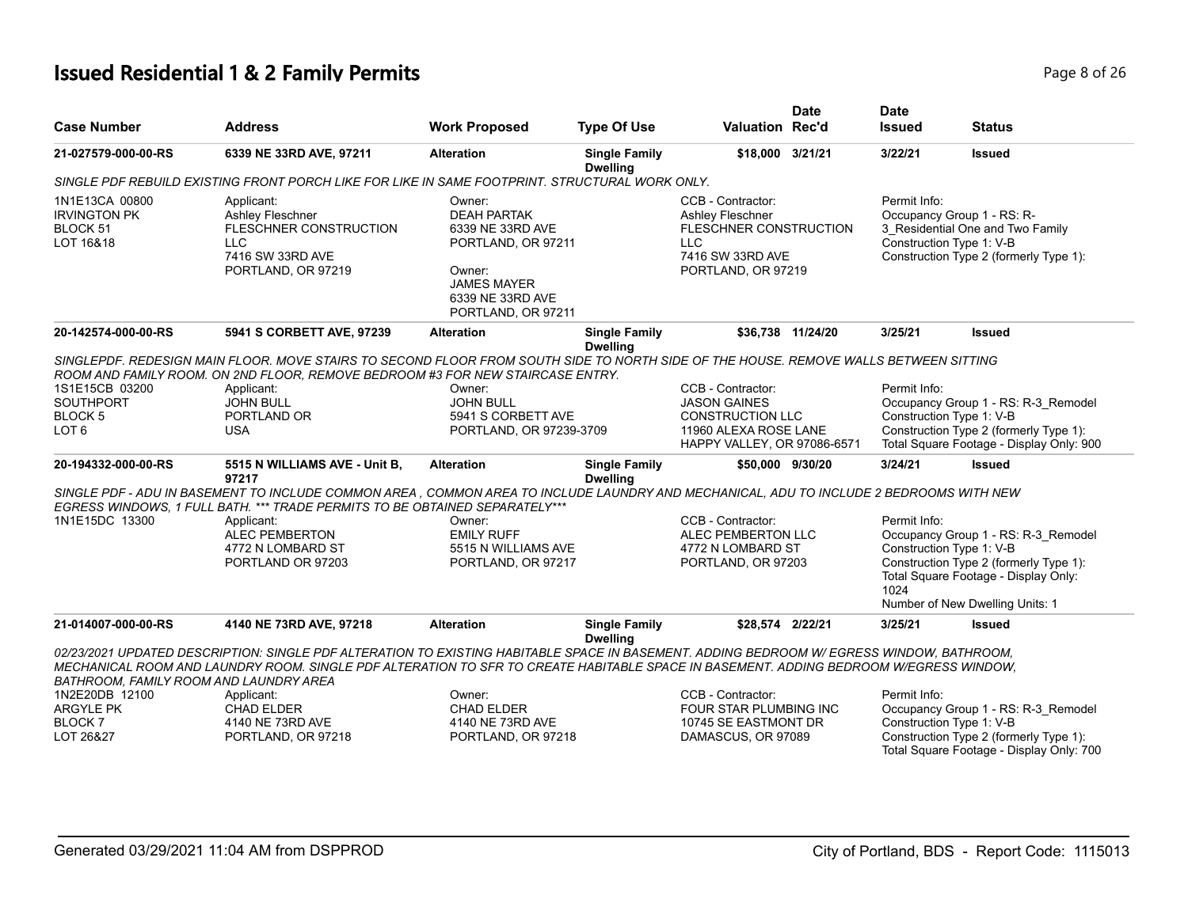# Issued Residential 1 & 2 Family Permits

| Case Number | Address | Work Proposed | Type Of Use | Valuation | Date Rec'd | Date Issued | Status |
|---|---|---|---|---|---|---|---|
| 21-027579-000-00-RS | 6339 NE 33RD AVE, 97211 | Alteration | Single Family Dwelling | $18,000 | 3/21/21 | 3/22/21 | Issued |

*SINGLE PDF REBUILD EXISTING FRONT PORCH LIKE FOR LIKE IN SAME FOOTPRINT. STRUCTURAL WORK ONLY.*

1N1E13CA 00800
IRVINGTON PK
BLOCK 51
LOT 16&18

Applicant:
Ashley Fleschner
FLESCHNER CONSTRUCTION LLC
7416 SW 33RD AVE
PORTLAND, OR 97219

Owner:
DEAH PARTAK
6339 NE 33RD AVE
PORTLAND, OR 97211

Owner:
JAMES MAYER
6339 NE 33RD AVE
PORTLAND, OR 97211

CCB - Contractor:
Ashley Fleschner
FLESCHNER CONSTRUCTION LLC
7416 SW 33RD AVE
PORTLAND, OR 97219

Permit Info:
Occupancy Group 1 - RS: R-3_Residential One and Two Family
Construction Type 1: V-B
Construction Type 2 (formerly Type 1):

---

| Case Number | Address | Work Proposed | Type Of Use | Valuation | Date Rec'd | Date Issued | Status |
|---|---|---|---|---|---|---|---|
| 20-142574-000-00-RS | 5941 S CORBETT AVE, 97239 | Alteration | Single Family Dwelling | $36,738 | 11/24/20 | 3/25/21 | Issued |

*SINGLEPDF. REDESIGN MAIN FLOOR. MOVE STAIRS TO SECOND FLOOR FROM SOUTH SIDE TO NORTH SIDE OF THE HOUSE. REMOVE WALLS BETWEEN SITTING ROOM AND FAMILY ROOM. ON 2ND FLOOR, REMOVE BEDROOM #3 FOR NEW STAIRCASE ENTRY.*

1S1E15CB 03200
SOUTHPORT
BLOCK 5
LOT 6

Applicant:
JOHN BULL
PORTLAND OR
USA

Owner:
JOHN BULL
5941 S CORBETT AVE
PORTLAND, OR 97239-3709

CCB - Contractor:
JASON GAINES
CONSTRUCTION LLC
11960 ALEXA ROSE LANE
HAPPY VALLEY, OR 97086-6571

Permit Info:
Occupancy Group 1 - RS: R-3_Remodel
Construction Type 1: V-B
Construction Type 2 (formerly Type 1):
Total Square Footage - Display Only: 900

---

| Case Number | Address | Work Proposed | Type Of Use | Valuation | Date Rec'd | Date Issued | Status |
|---|---|---|---|---|---|---|---|
| 20-194332-000-00-RS | 5515 N WILLIAMS AVE - Unit B, 97217 | Alteration | Single Family Dwelling | $50,000 | 9/30/20 | 3/24/21 | Issued |

*SINGLE PDF - ADU IN BASEMENT TO INCLUDE COMMON AREA , COMMON AREA TO INCLUDE LAUNDRY AND MECHANICAL, ADU TO INCLUDE 2 BEDROOMS WITH NEW EGRESS WINDOWS, 1 FULL BATH. *** TRADE PERMITS TO BE OBTAINED SEPARATELY****

1N1E15DC 13300

Applicant:
ALEC PEMBERTON
4772 N LOMBARD ST
PORTLAND OR 97203

Owner:
EMILY RUFF
5515 N WILLIAMS AVE
PORTLAND, OR 97217

CCB - Contractor:
ALEC PEMBERTON LLC
4772 N LOMBARD ST
PORTLAND, OR 97203

Permit Info:
Occupancy Group 1 - RS: R-3_Remodel
Construction Type 1: V-B
Construction Type 2 (formerly Type 1):
Total Square Footage - Display Only: 1024
Number of New Dwelling Units: 1

---

| Case Number | Address | Work Proposed | Type Of Use | Valuation | Date Rec'd | Date Issued | Status |
|---|---|---|---|---|---|---|---|
| 21-014007-000-00-RS | 4140 NE 73RD AVE, 97218 | Alteration | Single Family Dwelling | $28,574 | 2/22/21 | 3/25/21 | Issued |

*02/23/2021 UPDATED DESCRIPTION: SINGLE PDF ALTERATION TO EXISTING HABITABLE SPACE IN BASEMENT. ADDING BEDROOM W/ EGRESS WINDOW, BATHROOM, MECHANICAL ROOM AND LAUNDRY ROOM. SINGLE PDF ALTERATION TO SFR TO CREATE HABITABLE SPACE IN BASEMENT. ADDING BEDROOM W/EGRESS WINDOW, BATHROOM, FAMILY ROOM AND LAUNDRY AREA*

1N2E20DB 12100
ARGYLE PK
BLOCK 7
LOT 26&27

Applicant:
CHAD ELDER
4140 NE 73RD AVE
PORTLAND, OR 97218

Owner:
CHAD ELDER
4140 NE 73RD AVE
PORTLAND, OR 97218

CCB - Contractor:
FOUR STAR PLUMBING INC
10745 SE EASTMONT DR
DAMASCUS, OR 97089

Permit Info:
Occupancy Group 1 - RS: R-3_Remodel
Construction Type 1: V-B
Construction Type 2 (formerly Type 1):
Total Square Footage - Display Only: 700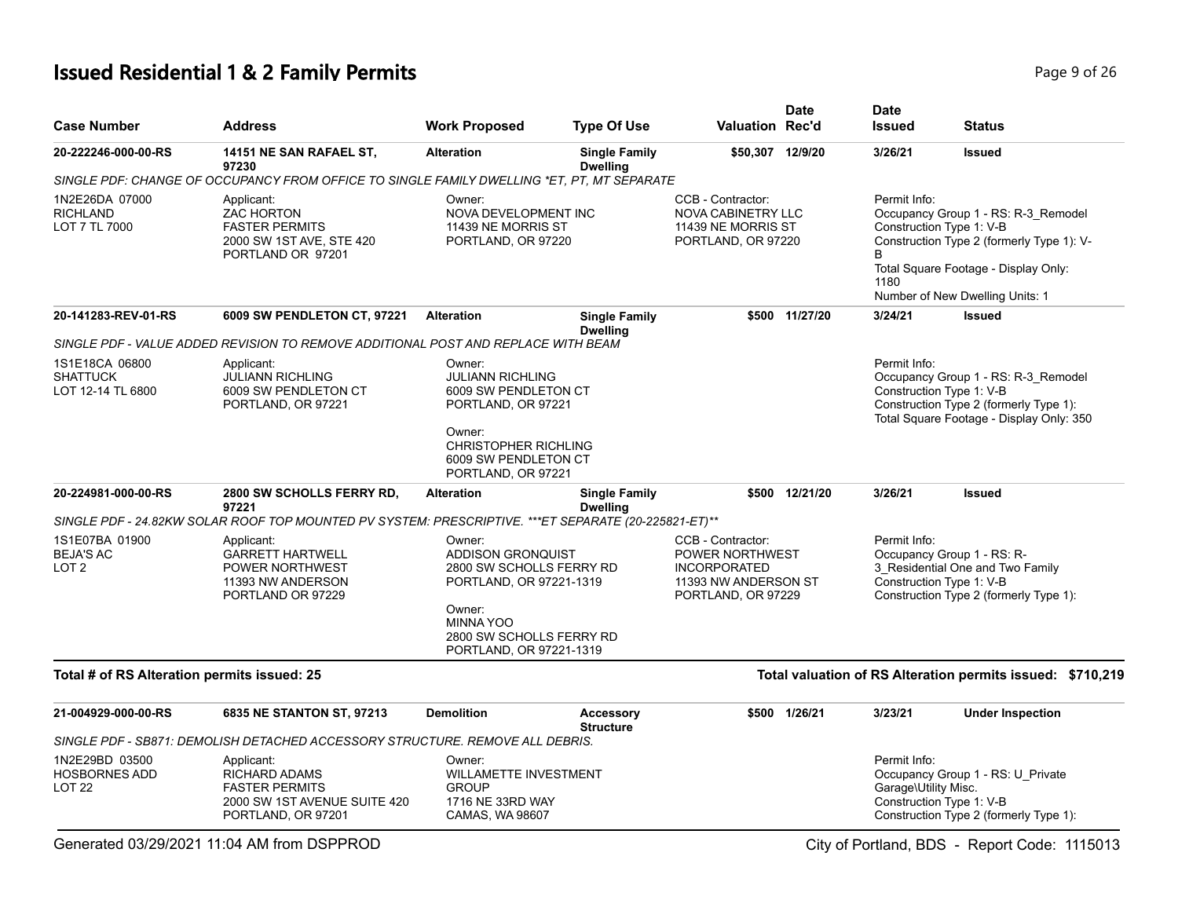# Issued Residential 1 & 2 Family Permits

| Case Number | Address | Work Proposed | Type Of Use | Valuation | Date Rec'd | Date Issued | Status |
|---|---|---|---|---|---|---|---|
| **20-222246-000-00-RS** | **14151 NE SAN RAFAEL ST, 97230** | **Alteration** | **Single Family Dwelling** | **$50,307** | **12/9/20** | **3/26/21** | **Issued** |

*SINGLE PDF: CHANGE OF OCCUPANCY FROM OFFICE TO SINGLE FAMILY DWELLING *ET, PT, MT SEPARATE*

1N2E26DA 07000
RICHLAND
LOT 7 TL 7000

Applicant:
ZAC HORTON
FASTER PERMITS
2000 SW 1ST AVE, STE 420
PORTLAND OR 97201

Owner:
NOVA DEVELOPMENT INC
11439 NE MORRIS ST
PORTLAND, OR 97220

CCB - Contractor:
NOVA CABINETRY LLC
11439 NE MORRIS ST
PORTLAND, OR 97220

Permit Info:
Occupancy Group 1 - RS: R-3_Remodel
Construction Type 1: V-B
Construction Type 2 (formerly Type 1): V-B
Total Square Footage - Display Only: 1180
Number of New Dwelling Units: 1

| Case Number | Address | Work Proposed | Type Of Use | Valuation | Date Rec'd | Date Issued | Status |
|---|---|---|---|---|---|---|---|
| **20-141283-REV-01-RS** | **6009 SW PENDLETON CT, 97221** | **Alteration** | **Single Family Dwelling** | **$500** | **11/27/20** | **3/24/21** | **Issued** |

*SINGLE PDF - VALUE ADDED REVISION TO REMOVE ADDITIONAL POST AND REPLACE WITH BEAM*

1S1E18CA 06800
SHATTUCK
LOT 12-14 TL 6800

Applicant:
JULIANN RICHLING
6009 SW PENDLETON CT
PORTLAND, OR 97221

Owner:
JULIANN RICHLING
6009 SW PENDLETON CT
PORTLAND, OR 97221

Owner:
CHRISTOPHER RICHLING
6009 SW PENDLETON CT
PORTLAND, OR 97221

Permit Info:
Occupancy Group 1 - RS: R-3_Remodel
Construction Type 1: V-B
Construction Type 2 (formerly Type 1):
Total Square Footage - Display Only: 350

| Case Number | Address | Work Proposed | Type Of Use | Valuation | Date Rec'd | Date Issued | Status |
|---|---|---|---|---|---|---|---|
| **20-224981-000-00-RS** | **2800 SW SCHOLLS FERRY RD, 97221** | **Alteration** | **Single Family Dwelling** | **$500** | **12/21/20** | **3/26/21** | **Issued** |

*SINGLE PDF - 24.82KW SOLAR ROOF TOP MOUNTED PV SYSTEM: PRESCRIPTIVE. ***ET SEPARATE (20-225821-ET)***

1S1E07BA 01900
BEJA'S AC
LOT 2

Applicant:
GARRETT HARTWELL
POWER NORTHWEST
11393 NW ANDERSON
PORTLAND OR 97229

Owner:
ADDISON GRONQUIST
2800 SW SCHOLLS FERRY RD
PORTLAND, OR 97221-1319

Owner:
MINNA YOO
2800 SW SCHOLLS FERRY RD
PORTLAND, OR 97221-1319

CCB - Contractor:
POWER NORTHWEST
INCORPORATED
11393 NW ANDERSON ST
PORTLAND, OR 97229

Permit Info:
Occupancy Group 1 - RS: R-3_Residential One and Two Family
Construction Type 1: V-B
Construction Type 2 (formerly Type 1):

**Total # of RS Alteration permits issued: 25**

**Total valuation of RS Alteration permits issued: $710,219**

| Case Number | Address | Work Proposed | Type Of Use | Valuation | Date Rec'd | Date Issued | Status |
|---|---|---|---|---|---|---|---|
| **21-004929-000-00-RS** | **6835 NE STANTON ST, 97213** | **Demolition** | **Accessory Structure** | **$500** | **1/26/21** | **3/23/21** | **Under Inspection** |

*SINGLE PDF - SB871: DEMOLISH DETACHED ACCESSORY STRUCTURE. REMOVE ALL DEBRIS.*

1N2E29BD 03500
HOSBORNES ADD
LOT 22

Applicant:
RICHARD ADAMS
FASTER PERMITS
2000 SW 1ST AVENUE SUITE 420
PORTLAND, OR 97201

Owner:
WILLAMETTE INVESTMENT GROUP
1716 NE 33RD WAY
CAMAS, WA 98607

Permit Info:
Occupancy Group 1 - RS: U_Private Garage\Utility Misc.
Construction Type 1: V-B
Construction Type 2 (formerly Type 1):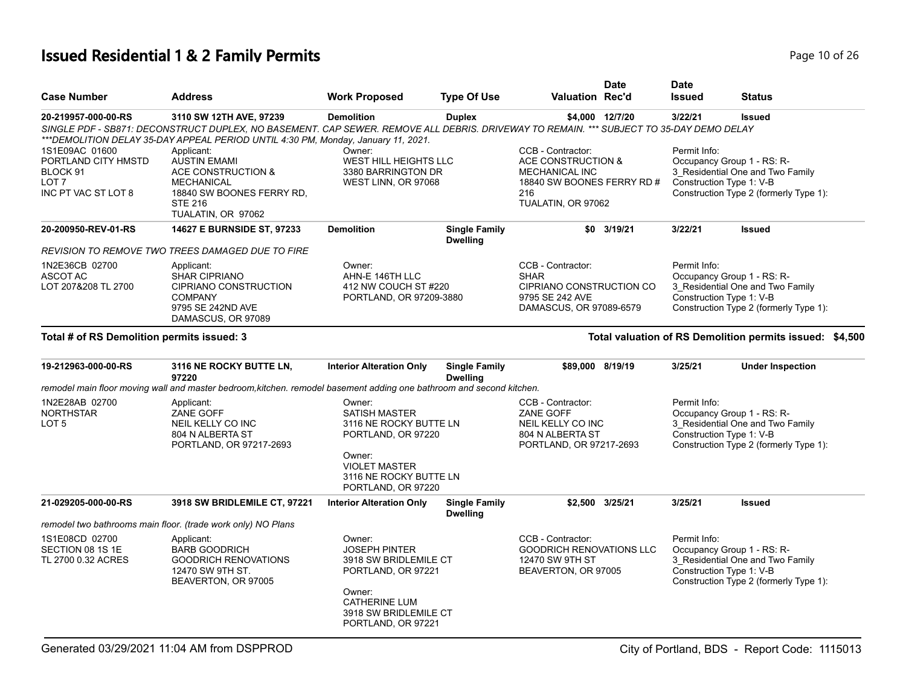# Issued Residential 1 & 2 Family Permits

| Case Number | Address | Work Proposed | Type Of Use | Valuation | Date Rec'd | Date Issued | Status |
|---|---|---|---|---|---|---|---|
| **20-219957-000-00-RS** | **3110 SW 12TH AVE, 97239** | **Demolition** | **Duplex** | **$4,000** | **12/7/20** | **3/22/21** | **Issued** |

*SINGLE PDF - SB871: DECONSTRUCT DUPLEX, NO BASEMENT. CAP SEWER. REMOVE ALL DEBRIS. DRIVEWAY TO REMAIN. \*\*\* SUBJECT TO 35-DAY DEMO DELAY \*\*\*DEMOLITION DELAY 35-DAY APPEAL PERIOD UNTIL 4:30 PM, Monday, January 11, 2021.*

1S1E09AC 01600
PORTLAND CITY HMSTD
BLOCK 91
LOT 7
INC PT VAC ST LOT 8

Applicant:
AUSTIN EMAMI
ACE CONSTRUCTION & MECHANICAL
18840 SW BOONES FERRY RD, STE 216
TUALATIN, OR 97062

Owner:
WEST HILL HEIGHTS LLC
3380 BARRINGTON DR
WEST LINN, OR 97068

CCB - Contractor:
ACE CONSTRUCTION & MECHANICAL INC
18840 SW BOONES FERRY RD # 216
TUALATIN, OR 97062

Permit Info:
Occupancy Group 1 - RS: R-3_Residential One and Two Family
Construction Type 1: V-B
Construction Type 2 (formerly Type 1):

| Case Number | Address | Work Proposed | Type Of Use | Valuation | Date Rec'd | Date Issued | Status |
|---|---|---|---|---|---|---|---|
| **20-200950-REV-01-RS** | **14627 E BURNSIDE ST, 97233** | **Demolition** | **Single Family Dwelling** | **$0** | **3/19/21** | **3/22/21** | **Issued** |

*REVISION TO REMOVE TWO TREES DAMAGED DUE TO FIRE*

1N2E36CB 02700
ASCOT AC
LOT 207&208 TL 2700

Applicant:
SHAR CIPRIANO
CIPRIANO CONSTRUCTION COMPANY
9795 SE 242ND AVE
DAMASCUS, OR 97089

Owner:
AHN-E 146TH LLC
412 NW COUCH ST #220
PORTLAND, OR 97209-3880

CCB - Contractor:
SHAR
CIPRIANO CONSTRUCTION CO
9795 SE 242 AVE
DAMASCUS, OR 97089-6579

Permit Info:
Occupancy Group 1 - RS: R-3_Residential One and Two Family
Construction Type 1: V-B
Construction Type 2 (formerly Type 1):

**Total # of RS Demolition permits issued: 3**

**Total valuation of RS Demolition permits issued: $4,500**

| Case Number | Address | Work Proposed | Type Of Use | Valuation | Date Rec'd | Date Issued | Status |
|---|---|---|---|---|---|---|---|
| **19-212963-000-00-RS** | **3116 NE ROCKY BUTTE LN, 97220** | **Interior Alteration Only** | **Single Family Dwelling** | **$89,000** | **8/19/19** | **3/25/21** | **Under Inspection** |

*remodel main floor moving wall and master bedroom,kitchen. remodel basement adding one bathroom and second kitchen.*

1N2E28AB 02700
NORTHSTAR
LOT 5

Applicant:
ZANE GOFF
NEIL KELLY CO INC
804 N ALBERTA ST
PORTLAND, OR 97217-2693

Owner:
SATISH MASTER
3116 NE ROCKY BUTTE LN
PORTLAND, OR 97220

Owner:
VIOLET MASTER
3116 NE ROCKY BUTTE LN
PORTLAND, OR 97220

CCB - Contractor:
ZANE GOFF
NEIL KELLY CO INC
804 N ALBERTA ST
PORTLAND, OR 97217-2693

Permit Info:
Occupancy Group 1 - RS: R-3_Residential One and Two Family
Construction Type 1: V-B
Construction Type 2 (formerly Type 1):

| Case Number | Address | Work Proposed | Type Of Use | Valuation | Date Rec'd | Date Issued | Status |
|---|---|---|---|---|---|---|---|
| **21-029205-000-00-RS** | **3918 SW BRIDLEMILE CT, 97221** | **Interior Alteration Only** | **Single Family Dwelling** | **$2,500** | **3/25/21** | **3/25/21** | **Issued** |

*remodel two bathrooms main floor. (trade work only) NO Plans*

1S1E08CD 02700
SECTION 08 1S 1E
TL 2700 0.32 ACRES

Applicant:
BARB GOODRICH
GOODRICH RENOVATIONS
12470 SW 9TH ST.
BEAVERTON, OR 97005

Owner:
JOSEPH PINTER
3918 SW BRIDLEMILE CT
PORTLAND, OR 97221

Owner:
CATHERINE LUM
3918 SW BRIDLEMILE CT
PORTLAND, OR 97221

CCB - Contractor:
GOODRICH RENOVATIONS LLC
12470 SW 9TH ST
BEAVERTON, OR 97005

Permit Info:
Occupancy Group 1 - RS: R-3_Residential One and Two Family
Construction Type 1: V-B
Construction Type 2 (formerly Type 1):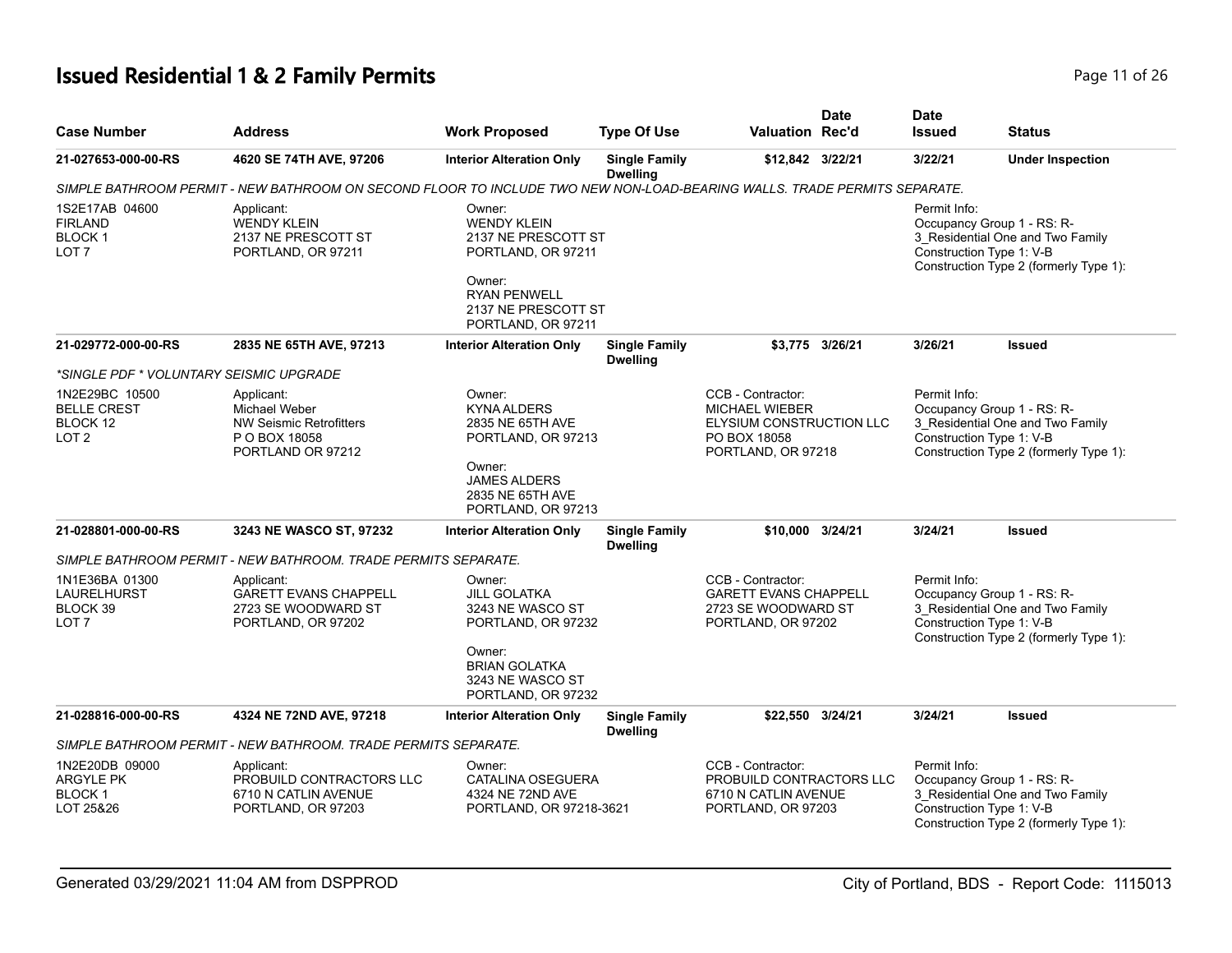# Issued Residential 1 & 2 Family Permits

| Case Number | Address | Work Proposed | Type Of Use | Valuation | Date Rec'd | Date Issued | Status |
|---|---|---|---|---|---|---|---|
| **21-027653-000-00-RS** | **4620 SE 74TH AVE, 97206** | **Interior Alteration Only** | **Single Family Dwelling** | **$12,842** | **3/22/21** | **3/22/21** | **Under Inspection** |

*SIMPLE BATHROOM PERMIT - NEW BATHROOM ON SECOND FLOOR TO INCLUDE TWO NEW NON-LOAD-BEARING WALLS. TRADE PERMITS SEPARATE.*

1S2E17AB 04600
FIRLAND
BLOCK 1
LOT 7

Applicant:
WENDY KLEIN
2137 NE PRESCOTT ST
PORTLAND, OR 97211

Owner:
WENDY KLEIN
2137 NE PRESCOTT ST
PORTLAND, OR 97211

Owner:
RYAN PENWELL
2137 NE PRESCOTT ST
PORTLAND, OR 97211

Permit Info:
Occupancy Group 1 - RS: R-3_Residential One and Two Family
Construction Type 1: V-B
Construction Type 2 (formerly Type 1):

| Case Number | Address | Work Proposed | Type Of Use | Valuation | Date Rec'd | Date Issued | Status |
|---|---|---|---|---|---|---|---|
| **21-029772-000-00-RS** | **2835 NE 65TH AVE, 97213** | **Interior Alteration Only** | **Single Family Dwelling** | **$3,775** | **3/26/21** | **3/26/21** | **Issued** |

*\*SINGLE PDF \* VOLUNTARY SEISMIC UPGRADE*

1N2E29BC 10500
BELLE CREST
BLOCK 12
LOT 2

Applicant:
Michael Weber
NW Seismic Retrofitters
P O BOX 18058
PORTLAND OR 97212

Owner:
KYNA ALDERS
2835 NE 65TH AVE
PORTLAND, OR 97213

Owner:
JAMES ALDERS
2835 NE 65TH AVE
PORTLAND, OR 97213

CCB - Contractor:
MICHAEL WIEBER
ELYSIUM CONSTRUCTION LLC
PO BOX 18058
PORTLAND, OR 97218

Permit Info:
Occupancy Group 1 - RS: R-3_Residential One and Two Family
Construction Type 1: V-B
Construction Type 2 (formerly Type 1):

| Case Number | Address | Work Proposed | Type Of Use | Valuation | Date Rec'd | Date Issued | Status |
|---|---|---|---|---|---|---|---|
| **21-028801-000-00-RS** | **3243 NE WASCO ST, 97232** | **Interior Alteration Only** | **Single Family Dwelling** | **$10,000** | **3/24/21** | **3/24/21** | **Issued** |

*SIMPLE BATHROOM PERMIT - NEW BATHROOM. TRADE PERMITS SEPARATE.*

1N1E36BA 01300
LAURELHURST
BLOCK 39
LOT 7

Applicant:
GARETT EVANS CHAPPELL
2723 SE WOODWARD ST
PORTLAND, OR 97202

Owner:
JILL GOLATKA
3243 NE WASCO ST
PORTLAND, OR 97232

Owner:
BRIAN GOLATKA
3243 NE WASCO ST
PORTLAND, OR 97232

CCB - Contractor:
GARETT EVANS CHAPPELL
2723 SE WOODWARD ST
PORTLAND, OR 97202

Permit Info:
Occupancy Group 1 - RS: R-3_Residential One and Two Family
Construction Type 1: V-B
Construction Type 2 (formerly Type 1):

| Case Number | Address | Work Proposed | Type Of Use | Valuation | Date Rec'd | Date Issued | Status |
|---|---|---|---|---|---|---|---|
| **21-028816-000-00-RS** | **4324 NE 72ND AVE, 97218** | **Interior Alteration Only** | **Single Family Dwelling** | **$22,550** | **3/24/21** | **3/24/21** | **Issued** |

*SIMPLE BATHROOM PERMIT - NEW BATHROOM. TRADE PERMITS SEPARATE.*

1N2E20DB 09000
ARGYLE PK
BLOCK 1
LOT 25&26

Applicant:
PROBUILD CONTRACTORS LLC
6710 N CATLIN AVENUE
PORTLAND, OR 97203

Owner:
CATALINA OSEGUERA
4324 NE 72ND AVE
PORTLAND, OR 97218-3621

CCB - Contractor:
PROBUILD CONTRACTORS LLC
6710 N CATLIN AVENUE
PORTLAND, OR 97203

Permit Info:
Occupancy Group 1 - RS: R-3_Residential One and Two Family
Construction Type 1: V-B
Construction Type 2 (formerly Type 1):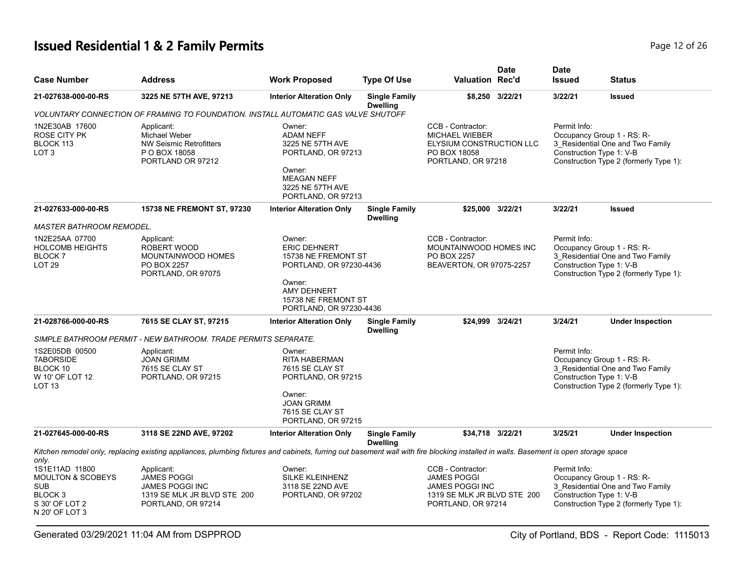# Issued Residential 1 & 2 Family Permits

| Case Number | Address | Work Proposed | Type Of Use | Valuation | Date Rec'd | Date Issued | Status |
|---|---|---|---|---|---|---|---|
| 21-027638-000-00-RS | 3225 NE 57TH AVE, 97213 | Interior Alteration Only | Single Family Dwelling | $8,250 | 3/22/21 | 3/22/21 | Issued |

*VOLUNTARY CONNECTION OF FRAMING TO FOUNDATION. INSTALL AUTOMATIC GAS VALVE SHUTOFF*

1N2E30AB 17600
ROSE CITY PK
BLOCK 113
LOT 3

Applicant:
Michael Weber
NW Seismic Retrofitters
P O BOX 18058
PORTLAND OR 97212

Owner:
ADAM NEFF
3225 NE 57TH AVE
PORTLAND, OR 97213

Owner:
MEAGAN NEFF
3225 NE 57TH AVE
PORTLAND, OR 97213

CCB - Contractor:
MICHAEL WIEBER
ELYSIUM CONSTRUCTION LLC
PO BOX 18058
PORTLAND, OR 97218

Permit Info:
Occupancy Group 1 - RS: R-3_Residential One and Two Family
Construction Type 1: V-B
Construction Type 2 (formerly Type 1):

| Case Number | Address | Work Proposed | Type Of Use | Valuation | Date Rec'd | Date Issued | Status |
|---|---|---|---|---|---|---|---|
| 21-027633-000-00-RS | 15738 NE FREMONT ST, 97230 | Interior Alteration Only | Single Family Dwelling | $25,000 | 3/22/21 | 3/22/21 | Issued |

*MASTER BATHROOM REMODEL.*

1N2E25AA 07700
HOLCOMB HEIGHTS
BLOCK 7
LOT 29

Applicant:
ROBERT WOOD
MOUNTAINWOOD HOMES
PO BOX 2257
PORTLAND, OR 97075

Owner:
ERIC DEHNERT
15738 NE FREMONT ST
PORTLAND, OR 97230-4436

Owner:
AMY DEHNERT
15738 NE FREMONT ST
PORTLAND, OR 97230-4436

CCB - Contractor:
MOUNTAINWOOD HOMES INC
PO BOX 2257
BEAVERTON, OR 97075-2257

Permit Info:
Occupancy Group 1 - RS: R-3_Residential One and Two Family
Construction Type 1: V-B
Construction Type 2 (formerly Type 1):

| Case Number | Address | Work Proposed | Type Of Use | Valuation | Date Rec'd | Date Issued | Status |
|---|---|---|---|---|---|---|---|
| 21-028766-000-00-RS | 7615 SE CLAY ST, 97215 | Interior Alteration Only | Single Family Dwelling | $24,999 | 3/24/21 | 3/24/21 | Under Inspection |

*SIMPLE BATHROOM PERMIT - NEW BATHROOM. TRADE PERMITS SEPARATE.*

1S2E05DB 00500
TABORSIDE
BLOCK 10
W 10' OF LOT 12
LOT 13

Applicant:
JOAN GRIMM
7615 SE CLAY ST
PORTLAND, OR 97215

Owner:
RITA HABERMAN
7615 SE CLAY ST
PORTLAND, OR 97215

Owner:
JOAN GRIMM
7615 SE CLAY ST
PORTLAND, OR 97215

Permit Info:
Occupancy Group 1 - RS: R-3_Residential One and Two Family
Construction Type 1: V-B
Construction Type 2 (formerly Type 1):

| Case Number | Address | Work Proposed | Type Of Use | Valuation | Date Rec'd | Date Issued | Status |
|---|---|---|---|---|---|---|---|
| 21-027645-000-00-RS | 3118 SE 22ND AVE, 97202 | Interior Alteration Only | Single Family Dwelling | $34,718 | 3/22/21 | 3/25/21 | Under Inspection |

*Kitchen remodel only, replacing existing appliances, plumbing fixtures and cabinets, furring out basement wall with fire blocking installed in walls. Basement is open storage space only.*

1S1E11AD 11800
MOULTON & SCOBEYS SUB
BLOCK 3
S 30' OF LOT 2
N 20' OF LOT 3

Applicant:
JAMES POGGI
JAMES POGGI INC
1319 SE MLK JR BLVD STE 200
PORTLAND, OR 97214

Owner:
SILKE KLEINHENZ
3118 SE 22ND AVE
PORTLAND, OR 97202

CCB - Contractor:
JAMES POGGI
JAMES POGGI INC
1319 SE MLK JR BLVD STE 200
PORTLAND, OR 97214

Permit Info:
Occupancy Group 1 - RS: R-3_Residential One and Two Family
Construction Type 1: V-B
Construction Type 2 (formerly Type 1):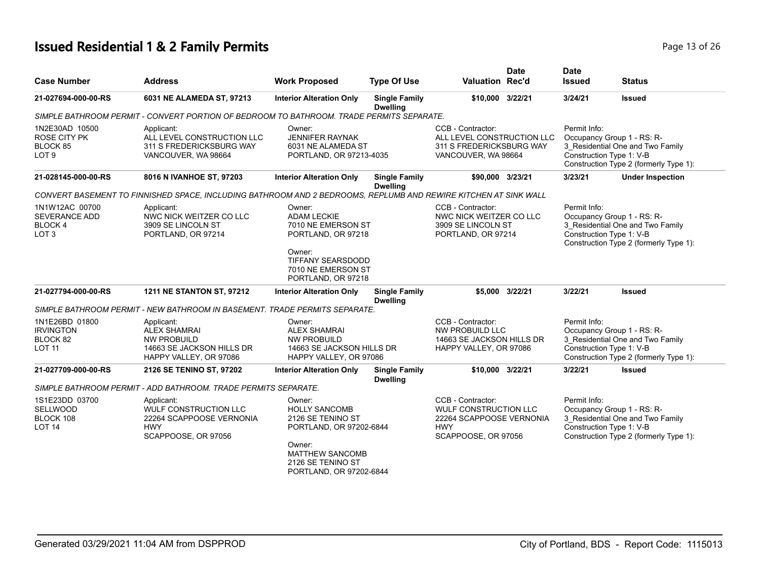# Issued Residential 1 & 2 Family Permits

| Case Number | Address | Work Proposed | Type Of Use | Valuation | Date Rec'd | Date Issued | Status |
|---|---|---|---|---|---|---|---|
| **21-027694-000-00-RS** | **6031 NE ALAMEDA ST, 97213** | **Interior Alteration Only** | **Single Family Dwelling** | **$10,000** | **3/22/21** | **3/24/21** | **Issued** |

*SIMPLE BATHROOM PERMIT - CONVERT PORTION OF BEDROOM TO BATHROOM. TRADE PERMITS SEPARATE.*

1N2E30AD 10500
ROSE CITY PK
BLOCK 85
LOT 9

Applicant:
ALL LEVEL CONSTRUCTION LLC
311 S FREDERICKSBURG WAY
VANCOUVER, WA 98664

Owner:
JENNIFER RAYNAK
6031 NE ALAMEDA ST
PORTLAND, OR 97213-4035

CCB - Contractor:
ALL LEVEL CONSTRUCTION LLC
311 S FREDERICKSBURG WAY
VANCOUVER, WA 98664

Permit Info:
Occupancy Group 1 - RS: R-3_Residential One and Two Family
Construction Type 1: V-B
Construction Type 2 (formerly Type 1):

| Case Number | Address | Work Proposed | Type Of Use | Valuation | Date Rec'd | Date Issued | Status |
|---|---|---|---|---|---|---|---|
| **21-028145-000-00-RS** | **8016 N IVANHOE ST, 97203** | **Interior Alteration Only** | **Single Family Dwelling** | **$90,000** | **3/23/21** | **3/23/21** | **Under Inspection** |

*CONVERT BASEMENT TO FINNISHED SPACE, INCLUDING BATHROOM AND 2 BEDROOMS, REPLUMB AND REWIRE KITCHEN AT SINK WALL*

1N1W12AC 00700
SEVERANCE ADD
BLOCK 4
LOT 3

Applicant:
NWC NICK WEITZER CO LLC
3909 SE LINCOLN ST
PORTLAND, OR 97214

Owner:
ADAM LECKIE
7010 NE EMERSON ST
PORTLAND, OR 97218

Owner:
TIFFANY SEARSDODD
7010 NE EMERSON ST
PORTLAND, OR 97218

CCB - Contractor:
NWC NICK WEITZER CO LLC
3909 SE LINCOLN ST
PORTLAND, OR 97214

Permit Info:
Occupancy Group 1 - RS: R-3_Residential One and Two Family
Construction Type 1: V-B
Construction Type 2 (formerly Type 1):

| Case Number | Address | Work Proposed | Type Of Use | Valuation | Date Rec'd | Date Issued | Status |
|---|---|---|---|---|---|---|---|
| **21-027794-000-00-RS** | **1211 NE STANTON ST, 97212** | **Interior Alteration Only** | **Single Family Dwelling** | **$5,000** | **3/22/21** | **3/22/21** | **Issued** |

*SIMPLE BATHROOM PERMIT - NEW BATHROOM IN BASEMENT. TRADE PERMITS SEPARATE.*

1N1E26BD 01800
IRVINGTON
BLOCK 82
LOT 11

Applicant:
ALEX SHAMRAI
NW PROBUILD
14663 SE JACKSON HILLS DR
HAPPY VALLEY, OR 97086

Owner:
ALEX SHAMRAI
NW PROBUILD
14663 SE JACKSON HILLS DR
HAPPY VALLEY, OR 97086

CCB - Contractor:
NW PROBUILD LLC
14663 SE JACKSON HILLS DR
HAPPY VALLEY, OR 97086

Permit Info:
Occupancy Group 1 - RS: R-3_Residential One and Two Family
Construction Type 1: V-B
Construction Type 2 (formerly Type 1):

| Case Number | Address | Work Proposed | Type Of Use | Valuation | Date Rec'd | Date Issued | Status |
|---|---|---|---|---|---|---|---|
| **21-027709-000-00-RS** | **2126 SE TENINO ST, 97202** | **Interior Alteration Only** | **Single Family Dwelling** | **$10,000** | **3/22/21** | **3/22/21** | **Issued** |

*SIMPLE BATHROOM PERMIT - ADD BATHROOM. TRADE PERMITS SEPARATE.*

1S1E23DD 03700
SELLWOOD
BLOCK 108
LOT 14

Applicant:
WULF CONSTRUCTION LLC
22264 SCAPPOOSE VERNONIA HWY
SCAPPOOSE, OR 97056

Owner:
HOLLY SANCOMB
2126 SE TENINO ST
PORTLAND, OR 97202-6844

Owner:
MATTHEW SANCOMB
2126 SE TENINO ST
PORTLAND, OR 97202-6844

CCB - Contractor:
WULF CONSTRUCTION LLC
22264 SCAPPOOSE VERNONIA HWY
SCAPPOOSE, OR 97056

Permit Info:
Occupancy Group 1 - RS: R-3_Residential One and Two Family
Construction Type 1: V-B
Construction Type 2 (formerly Type 1):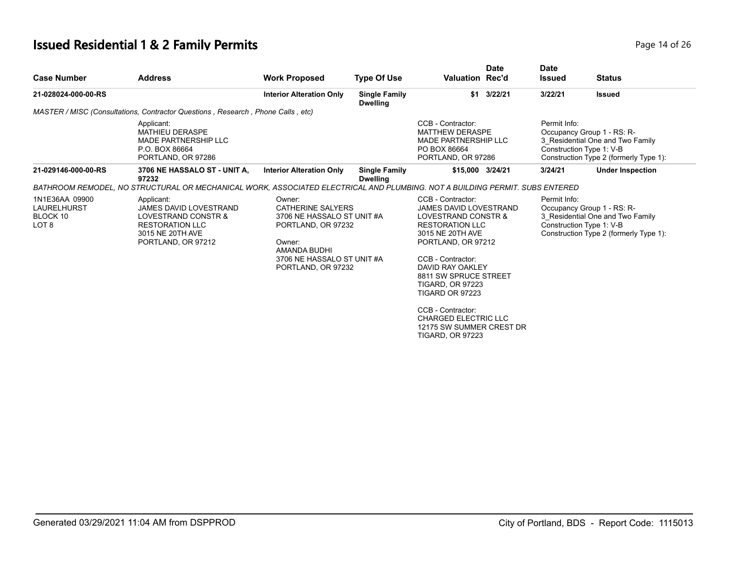# Issued Residential 1 & 2 Family Permits

| Case Number | Address | Work Proposed | Type Of Use | Valuation | Date Rec'd | Date Issued | Status |
|---|---|---|---|---|---|---|---|
| 21-028024-000-00-RS | | Interior Alteration Only | Single Family Dwelling | $1 | 3/22/21 | 3/22/21 | Issued |
| *MASTER / MISC (Consultations, Contractor Questions , Research , Phone Calls , etc)* | | | | | | | |
| | Applicant:<br>MATHIEU DERASPE<br>MADE PARTNERSHIP LLC<br>P.O. BOX 86664<br>PORTLAND, OR 97286 | | | CCB - Contractor:<br>MATTHEW DERASPE<br>MADE PARTNERSHIP LLC<br>PO BOX 86664<br>PORTLAND, OR 97286 | | Permit Info:<br>Occupancy Group 1 - RS: R-3_Residential One and Two Family<br>Construction Type 1: V-B<br>Construction Type 2 (formerly Type 1): | |
| 21-029146-000-00-RS | 3706 NE HASSALO ST - UNIT A, 97232 | Interior Alteration Only | Single Family Dwelling | $15,000 | 3/24/21 | 3/24/21 | Under Inspection |
| *BATHROOM REMODEL, NO STRUCTURAL OR MECHANICAL WORK, ASSOCIATED ELECTRICAL AND PLUMBING. NOT A BUILDING PERMIT. SUBS ENTERED* | | | | | | | |
| 1N1E36AA 09900<br>LAURELHURST<br>BLOCK 10<br>LOT 8 | Applicant:<br>JAMES DAVID LOVESTRAND<br>LOVESTRAND CONSTR & RESTORATION LLC<br>3015 NE 20TH AVE<br>PORTLAND, OR 97212 | Owner:<br>CATHERINE SALYERS<br>3706 NE HASSALO ST UNIT #A<br>PORTLAND, OR 97232<br><br>Owner:<br>AMANDA BUDHI<br>3706 NE HASSALO ST UNIT #A<br>PORTLAND, OR 97232 | | CCB - Contractor:<br>JAMES DAVID LOVESTRAND<br>LOVESTRAND CONSTR & RESTORATION LLC<br>3015 NE 20TH AVE<br>PORTLAND, OR 97212<br><br>CCB - Contractor:<br>DAVID RAY OAKLEY<br>8811 SW SPRUCE STREET<br>TIGARD, OR 97223<br>TIGARD OR 97223<br><br>CCB - Contractor:<br>CHARGED ELECTRIC LLC<br>12175 SW SUMMER CREST DR<br>TIGARD, OR 97223 | | Permit Info:<br>Occupancy Group 1 - RS: R-3_Residential One and Two Family<br>Construction Type 1: V-B<br>Construction Type 2 (formerly Type 1): | |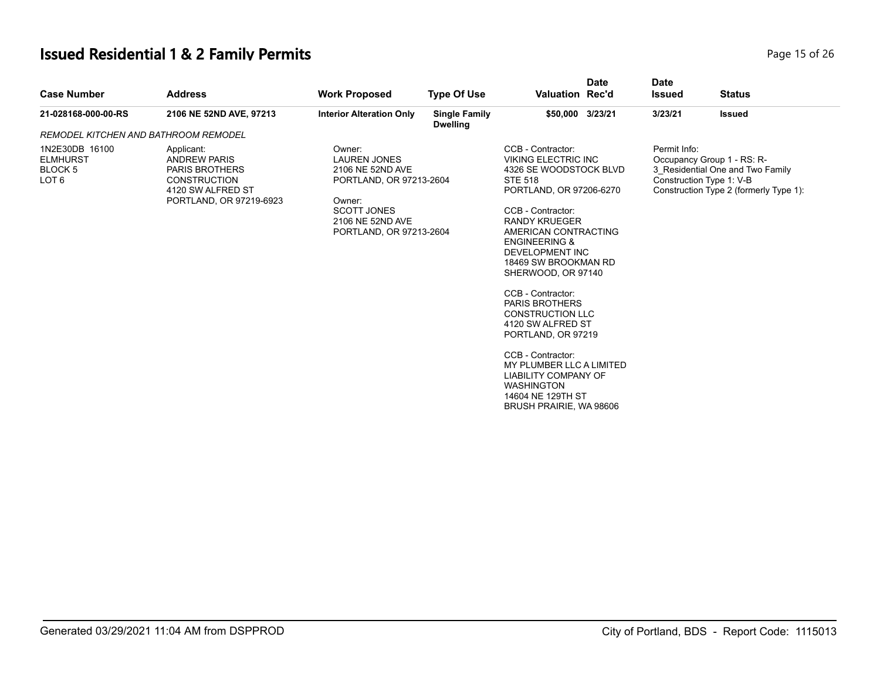# Issued Residential 1 & 2 Family Permits

| Case Number | Address | Work Proposed | Type Of Use | Valuation | Date Rec'd | Date Issued | Status |
|---|---|---|---|---|---|---|---|
| 21-028168-000-00-RS | 2106 NE 52ND AVE, 97213 | Interior Alteration Only | Single Family Dwelling | $50,000 | 3/23/21 | 3/23/21 | Issued |

*REMODEL KITCHEN AND BATHROOM REMODEL*

1N2E30DB 16100
ELMHURST
BLOCK 5
LOT 6

Applicant:
ANDREW PARIS
PARIS BROTHERS
CONSTRUCTION
4120 SW ALFRED ST
PORTLAND, OR 97219-6923

Owner:
LAUREN JONES
2106 NE 52ND AVE
PORTLAND, OR 97213-2604

Owner:
SCOTT JONES
2106 NE 52ND AVE
PORTLAND, OR 97213-2604

CCB - Contractor:
VIKING ELECTRIC INC
4326 SE WOODSTOCK BLVD
STE 518
PORTLAND, OR 97206-6270

CCB - Contractor:
RANDY KRUEGER
AMERICAN CONTRACTING
ENGINEERING &
DEVELOPMENT INC
18469 SW BROOKMAN RD
SHERWOOD, OR 97140

CCB - Contractor:
PARIS BROTHERS
CONSTRUCTION LLC
4120 SW ALFRED ST
PORTLAND, OR 97219

CCB - Contractor:
MY PLUMBER LLC A LIMITED
LIABILITY COMPANY OF
WASHINGTON
14604 NE 129TH ST
BRUSH PRAIRIE, WA 98606

Permit Info:
Occupancy Group 1 - RS: R-3_Residential One and Two Family
Construction Type 1: V-B
Construction Type 2 (formerly Type 1):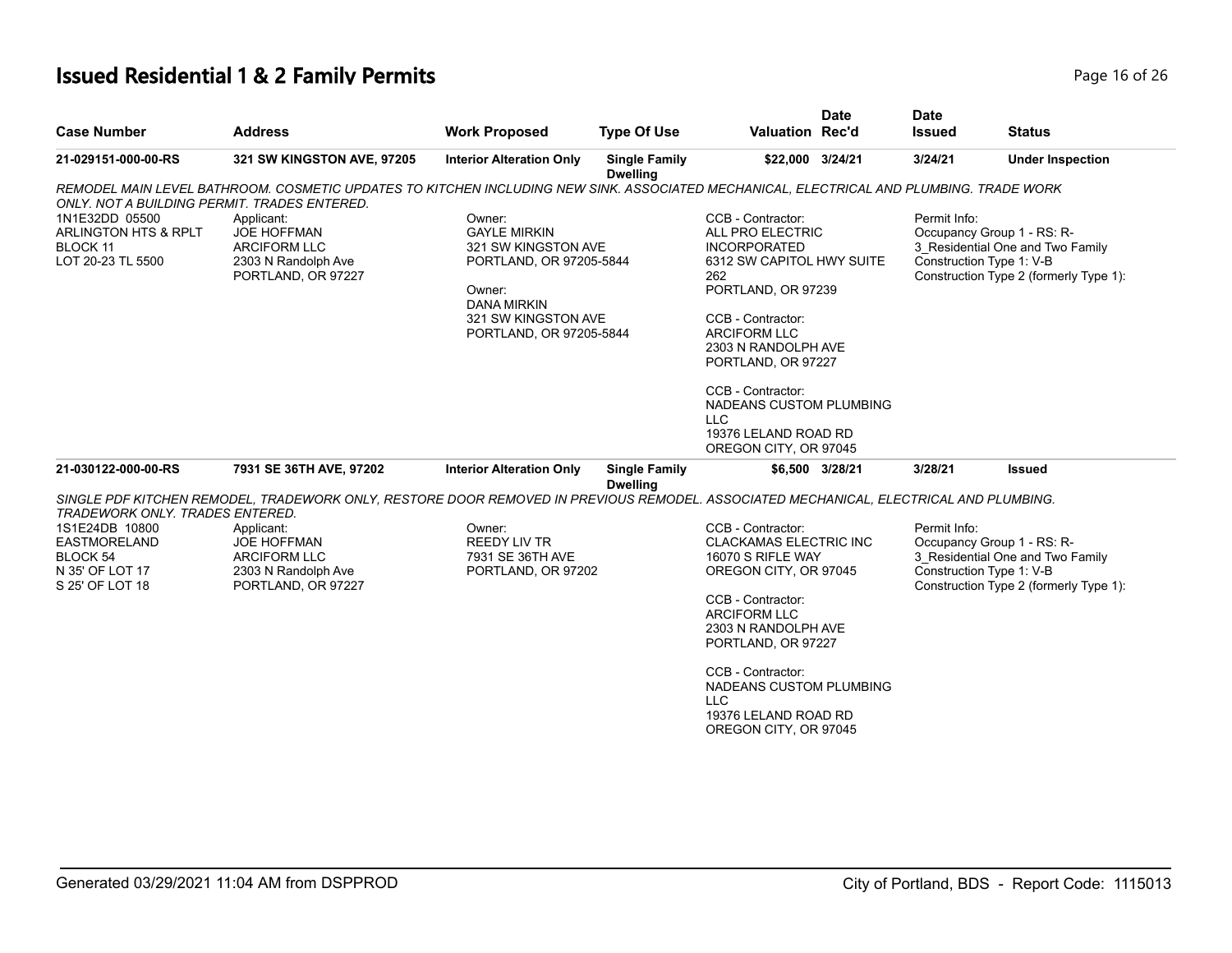# Issued Residential 1 & 2 Family Permits

| Case Number | Address | Work Proposed | Type Of Use | Valuation | Date Rec'd | Date Issued | Status |
|---|---|---|---|---|---|---|---|
| 21-029151-000-00-RS | 321 SW KINGSTON AVE, 97205 | Interior Alteration Only | Single Family Dwelling | $22,000 | 3/24/21 | 3/24/21 | Under Inspection |

REMODEL MAIN LEVEL BATHROOM. COSMETIC UPDATES TO KITCHEN INCLUDING NEW SINK. ASSOCIATED MECHANICAL, ELECTRICAL AND PLUMBING. TRADE WORK ONLY. NOT A BUILDING PERMIT. TRADES ENTERED.

1N1E32DD 05500
ARLINGTON HTS & RPLT
BLOCK 11
LOT 20-23 TL 5500

Applicant:
JOE HOFFMAN
ARCIFORM LLC
2303 N Randolph Ave
PORTLAND, OR 97227

Owner:
GAYLE MIRKIN
321 SW KINGSTON AVE
PORTLAND, OR 97205-5844

Owner:
DANA MIRKIN
321 SW KINGSTON AVE
PORTLAND, OR 97205-5844

CCB - Contractor:
ALL PRO ELECTRIC INCORPORATED
6312 SW CAPITOL HWY SUITE 262
PORTLAND, OR 97239

CCB - Contractor:
ARCIFORM LLC
2303 N RANDOLPH AVE
PORTLAND, OR 97227

CCB - Contractor:
NADEANS CUSTOM PLUMBING LLC
19376 LELAND ROAD RD
OREGON CITY, OR 97045

Permit Info:
Occupancy Group 1 - RS: R-3_Residential One and Two Family
Construction Type 1: V-B
Construction Type 2 (formerly Type 1):

| Case Number | Address | Work Proposed | Type Of Use | Valuation | Date Rec'd | Date Issued | Status |
|---|---|---|---|---|---|---|---|
| 21-030122-000-00-RS | 7931 SE 36TH AVE, 97202 | Interior Alteration Only | Single Family Dwelling | $6,500 | 3/28/21 | 3/28/21 | Issued |

SINGLE PDF KITCHEN REMODEL, TRADEWORK ONLY, RESTORE DOOR REMOVED IN PREVIOUS REMODEL. ASSOCIATED MECHANICAL, ELECTRICAL AND PLUMBING. TRADEWORK ONLY. TRADES ENTERED.

1S1E24DB 10800
EASTMORELAND
BLOCK 54
N 35' OF LOT 17
S 25' OF LOT 18

Applicant:
JOE HOFFMAN
ARCIFORM LLC
2303 N Randolph Ave
PORTLAND, OR 97227

Owner:
REEDY LIV TR
7931 SE 36TH AVE
PORTLAND, OR 97202

CCB - Contractor:
CLACKAMAS ELECTRIC INC
16070 S RIFLE WAY
OREGON CITY, OR 97045

CCB - Contractor:
ARCIFORM LLC
2303 N RANDOLPH AVE
PORTLAND, OR 97227

CCB - Contractor:
NADEANS CUSTOM PLUMBING LLC
19376 LELAND ROAD RD
OREGON CITY, OR 97045

Permit Info:
Occupancy Group 1 - RS: R-3_Residential One and Two Family
Construction Type 1: V-B
Construction Type 2 (formerly Type 1):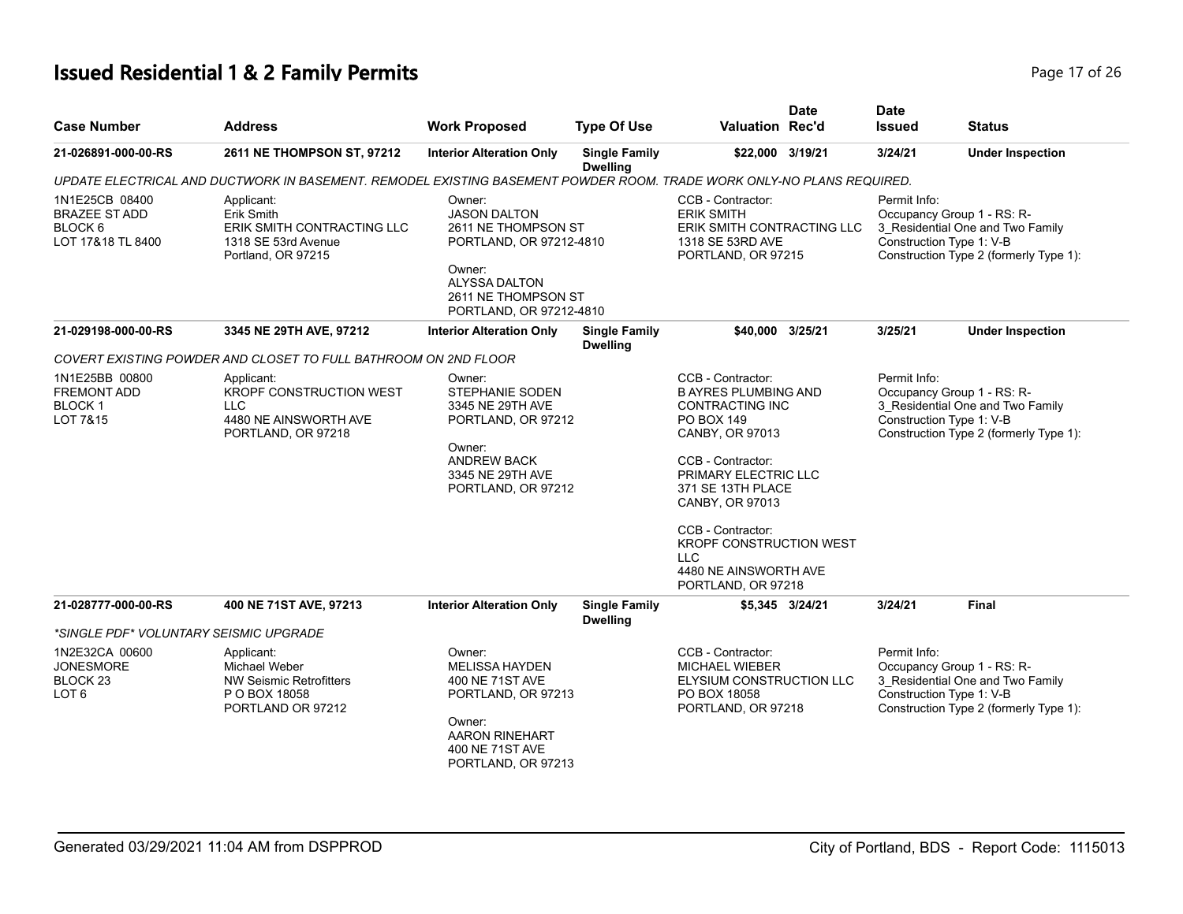# Issued Residential 1 & 2 Family Permits

| Case Number | Address | Work Proposed | Type Of Use | Valuation | Date Rec'd | Date Issued | Status |
|---|---|---|---|---|---|---|---|
| 21-026891-000-00-RS | 2611 NE THOMPSON ST, 97212 | Interior Alteration Only | Single Family Dwelling | $22,000 | 3/19/21 | 3/24/21 | Under Inspection |
| 21-029198-000-00-RS | 3345 NE 29TH AVE, 97212 | Interior Alteration Only | Single Family Dwelling | $40,000 | 3/25/21 | 3/25/21 | Under Inspection |
| 21-028777-000-00-RS | 400 NE 71ST AVE, 97213 | Interior Alteration Only | Single Family Dwelling | $5,345 | 3/24/21 | 3/24/21 | Final |

## 21-026891-000-00-RS

*UPDATE ELECTRICAL AND DUCTWORK IN BASEMENT. REMODEL EXISTING BASEMENT POWDER ROOM. TRADE WORK ONLY-NO PLANS REQUIRED.*

1N1E25CB 08400
BRAZEE ST ADD
BLOCK 6
LOT 17&18 TL 8400

Applicant:
Erik Smith
ERIK SMITH CONTRACTING LLC
1318 SE 53rd Avenue
Portland, OR 97215

Owner:
JASON DALTON
2611 NE THOMPSON ST
PORTLAND, OR 97212-4810

Owner:
ALYSSA DALTON
2611 NE THOMPSON ST
PORTLAND, OR 97212-4810

CCB - Contractor:
ERIK SMITH
ERIK SMITH CONTRACTING LLC
1318 SE 53RD AVE
PORTLAND, OR 97215

Permit Info:
Occupancy Group 1 - RS: R-3_Residential One and Two Family
Construction Type 1: V-B
Construction Type 2 (formerly Type 1):

## 21-029198-000-00-RS

*COVERT EXISTING POWDER AND CLOSET TO FULL BATHROOM ON 2ND FLOOR*

1N1E25BB 00800
FREMONT ADD
BLOCK 1
LOT 7&15

Applicant:
KROPF CONSTRUCTION WEST LLC
4480 NE AINSWORTH AVE
PORTLAND, OR 97218

Owner:
STEPHANIE SODEN
3345 NE 29TH AVE
PORTLAND, OR 97212

Owner:
ANDREW BACK
3345 NE 29TH AVE
PORTLAND, OR 97212

CCB - Contractor:
B AYRES PLUMBING AND CONTRACTING INC
PO BOX 149
CANBY, OR 97013

CCB - Contractor:
PRIMARY ELECTRIC LLC
371 SE 13TH PLACE
CANBY, OR 97013

CCB - Contractor:
KROPF CONSTRUCTION WEST LLC
4480 NE AINSWORTH AVE
PORTLAND, OR 97218

Permit Info:
Occupancy Group 1 - RS: R-3_Residential One and Two Family
Construction Type 1: V-B
Construction Type 2 (formerly Type 1):

## 21-028777-000-00-RS

*\*SINGLE PDF\* VOLUNTARY SEISMIC UPGRADE*

1N2E32CA 00600
JONESMORE
BLOCK 23
LOT 6

Applicant:
Michael Weber
NW Seismic Retrofitters
P O BOX 18058
PORTLAND OR 97212

Owner:
MELISSA HAYDEN
400 NE 71ST AVE
PORTLAND, OR 97213

Owner:
AARON RINEHART
400 NE 71ST AVE
PORTLAND, OR 97213

CCB - Contractor:
MICHAEL WIEBER
ELYSIUM CONSTRUCTION LLC
PO BOX 18058
PORTLAND, OR 97218

Permit Info:
Occupancy Group 1 - RS: R-3_Residential One and Two Family
Construction Type 1: V-B
Construction Type 2 (formerly Type 1):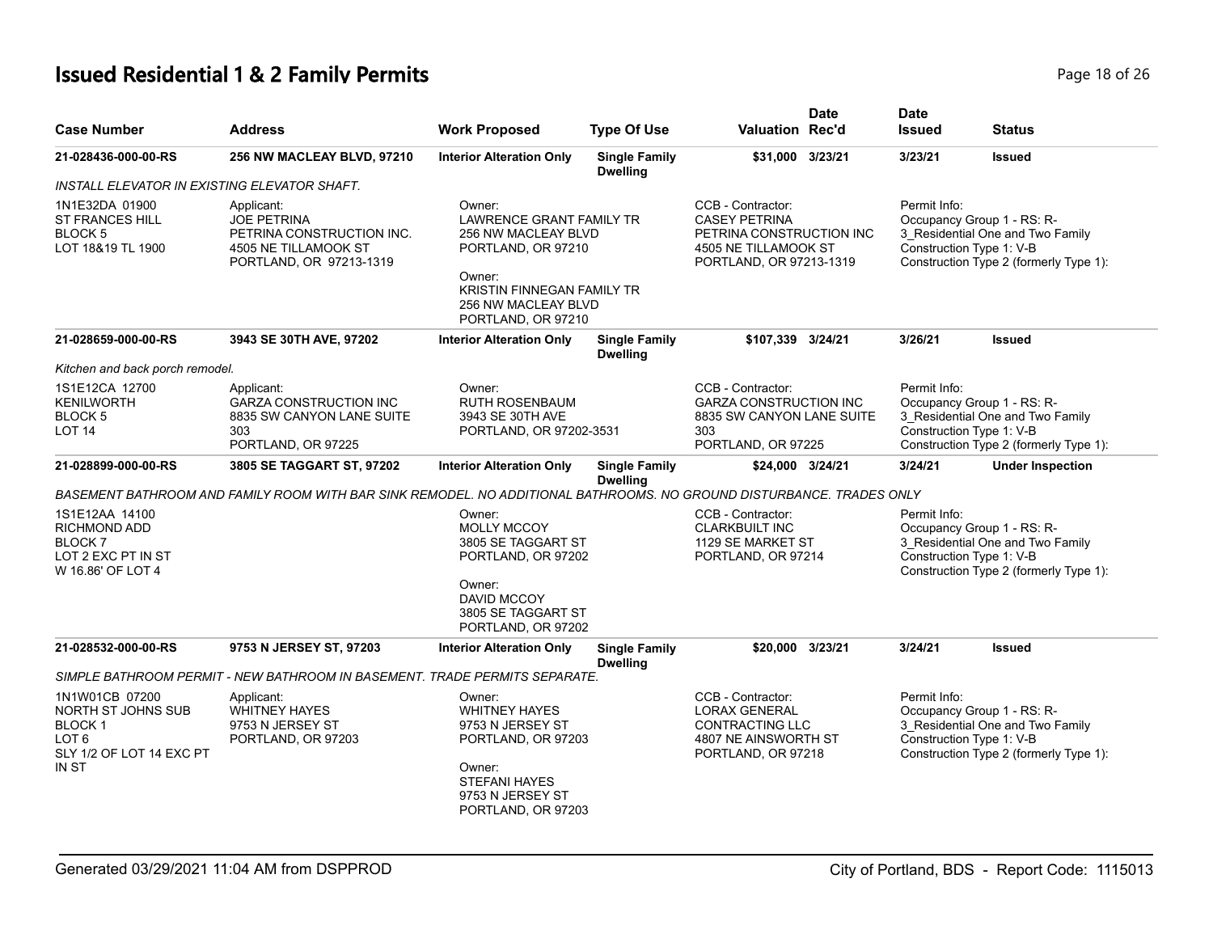# Issued Residential 1 & 2 Family Permits

| Case Number | Address | Work Proposed | Type Of Use | Valuation | Date Rec'd | Date Issued | Status |
|---|---|---|---|---|---|---|---|
| 21-028436-000-00-RS | 256 NW MACLEAY BLVD, 97210 | Interior Alteration Only | Single Family Dwelling | $31,000 | 3/23/21 | 3/23/21 | Issued |

*INSTALL ELEVATOR IN EXISTING ELEVATOR SHAFT.*

1N1E32DA 01900
ST FRANCES HILL
BLOCK 5
LOT 18&19 TL 1900

Applicant:
JOE PETRINA
PETRINA CONSTRUCTION INC.
4505 NE TILLAMOOK ST
PORTLAND, OR 97213-1319

Owner:
LAWRENCE GRANT FAMILY TR
256 NW MACLEAY BLVD
PORTLAND, OR 97210

Owner:
KRISTIN FINNEGAN FAMILY TR
256 NW MACLEAY BLVD
PORTLAND, OR 97210

CCB - Contractor:
CASEY PETRINA
PETRINA CONSTRUCTION INC
4505 NE TILLAMOOK ST
PORTLAND, OR 97213-1319

Permit Info:
Occupancy Group 1 - RS: R-3_Residential One and Two Family
Construction Type 1: V-B
Construction Type 2 (formerly Type 1):

| Case Number | Address | Work Proposed | Type Of Use | Valuation | Date Rec'd | Date Issued | Status |
|---|---|---|---|---|---|---|---|
| 21-028659-000-00-RS | 3943 SE 30TH AVE, 97202 | Interior Alteration Only | Single Family Dwelling | $107,339 | 3/24/21 | 3/26/21 | Issued |

*Kitchen and back porch remodel.*

1S1E12CA 12700
KENILWORTH
BLOCK 5
LOT 14

Applicant:
GARZA CONSTRUCTION INC
8835 SW CANYON LANE SUITE 303
PORTLAND, OR 97225

Owner:
RUTH ROSENBAUM
3943 SE 30TH AVE
PORTLAND, OR 97202-3531

CCB - Contractor:
GARZA CONSTRUCTION INC
8835 SW CANYON LANE SUITE 303
PORTLAND, OR 97225

Permit Info:
Occupancy Group 1 - RS: R-3_Residential One and Two Family
Construction Type 1: V-B
Construction Type 2 (formerly Type 1):

| Case Number | Address | Work Proposed | Type Of Use | Valuation | Date Rec'd | Date Issued | Status |
|---|---|---|---|---|---|---|---|
| 21-028899-000-00-RS | 3805 SE TAGGART ST, 97202 | Interior Alteration Only | Single Family Dwelling | $24,000 | 3/24/21 | 3/24/21 | Under Inspection |

*BASEMENT BATHROOM AND FAMILY ROOM WITH BAR SINK REMODEL. NO ADDITIONAL BATHROOMS. NO GROUND DISTURBANCE. TRADES ONLY*

1S1E12AA 14100
RICHMOND ADD
BLOCK 7
LOT 2 EXC PT IN ST
W 16.86' OF LOT 4

Owner:
MOLLY MCCOY
3805 SE TAGGART ST
PORTLAND, OR 97202

Owner:
DAVID MCCOY
3805 SE TAGGART ST
PORTLAND, OR 97202

CCB - Contractor:
CLARKBUILT INC
1129 SE MARKET ST
PORTLAND, OR 97214

Permit Info:
Occupancy Group 1 - RS: R-3_Residential One and Two Family
Construction Type 1: V-B
Construction Type 2 (formerly Type 1):

| Case Number | Address | Work Proposed | Type Of Use | Valuation | Date Rec'd | Date Issued | Status |
|---|---|---|---|---|---|---|---|
| 21-028532-000-00-RS | 9753 N JERSEY ST, 97203 | Interior Alteration Only | Single Family Dwelling | $20,000 | 3/23/21 | 3/24/21 | Issued |

*SIMPLE BATHROOM PERMIT - NEW BATHROOM IN BASEMENT. TRADE PERMITS SEPARATE.*

1N1W01CB 07200
NORTH ST JOHNS SUB
BLOCK 1
LOT 6
SLY 1/2 OF LOT 14 EXC PT IN ST

Applicant:
WHITNEY HAYES
9753 N JERSEY ST
PORTLAND, OR 97203

Owner:
WHITNEY HAYES
9753 N JERSEY ST
PORTLAND, OR 97203

Owner:
STEFANI HAYES
9753 N JERSEY ST
PORTLAND, OR 97203

CCB - Contractor:
LORAX GENERAL CONTRACTING LLC
4807 NE AINSWORTH ST
PORTLAND, OR 97218

Permit Info:
Occupancy Group 1 - RS: R-3_Residential One and Two Family
Construction Type 1: V-B
Construction Type 2 (formerly Type 1):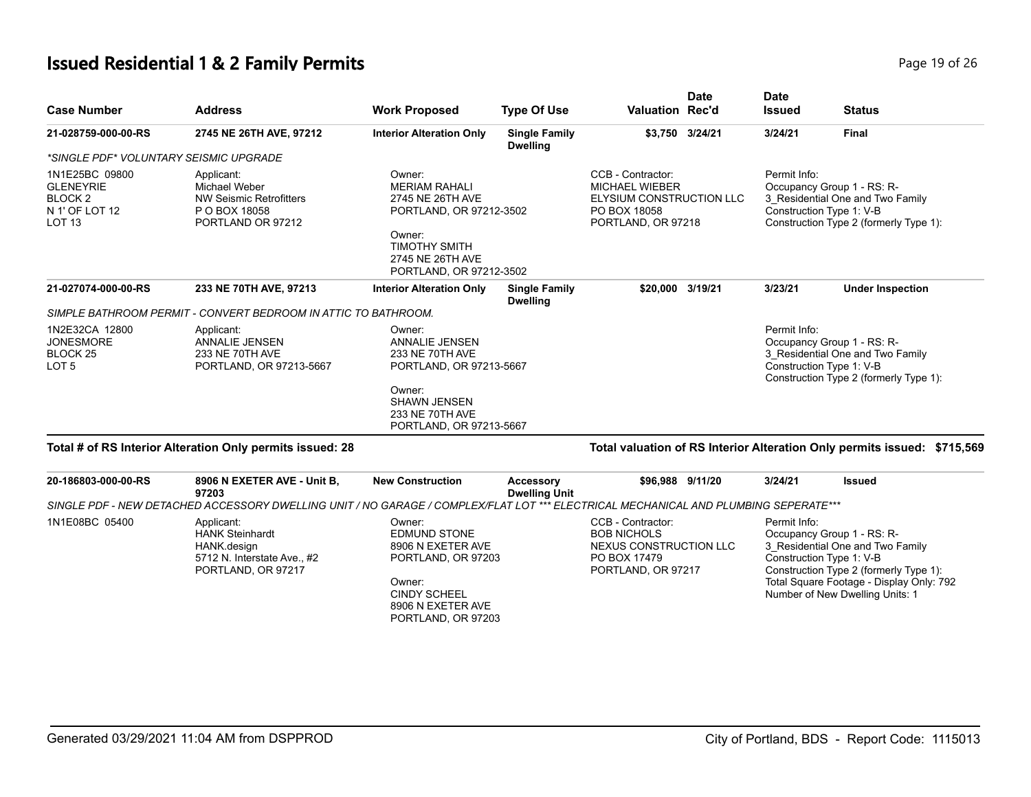## Issued Residential 1 & 2 Family Permits

| Case Number | Address | Work Proposed | Type Of Use | Valuation | Date Rec'd | Date Issued | Status |
|---|---|---|---|---|---|---|---|
| **21-028759-000-00-RS** | **2745 NE 26TH AVE, 97212** | **Interior Alteration Only** | **Single Family Dwelling** | **$3,750** | **3/24/21** | **3/24/21** | **Final** |
| *\*SINGLE PDF\* VOLUNTARY SEISMIC UPGRADE* | | | | | | | |
| 1N1E25BC 09800<br>GLENEYRIE<br>BLOCK 2<br>N 1' OF LOT 12<br>LOT 13 | Applicant:<br>Michael Weber<br>NW Seismic Retrofitters<br>P O BOX 18058<br>PORTLAND OR 97212 | Owner:<br>MERIAM RAHALI<br>2745 NE 26TH AVE<br>PORTLAND, OR 97212-3502<br><br>Owner:<br>TIMOTHY SMITH<br>2745 NE 26TH AVE<br>PORTLAND, OR 97212-3502 | | CCB - Contractor:<br>MICHAEL WIEBER<br>ELYSIUM CONSTRUCTION LLC<br>PO BOX 18058<br>PORTLAND, OR 97218 | | Permit Info:<br>Occupancy Group 1 - RS: R-3_Residential One and Two Family<br>Construction Type 1: V-B<br>Construction Type 2 (formerly Type 1): | |
| **21-027074-000-00-RS** | **233 NE 70TH AVE, 97213** | **Interior Alteration Only** | **Single Family Dwelling** | **$20,000** | **3/19/21** | **3/23/21** | **Under Inspection** |
| SIMPLE BATHROOM PERMIT - CONVERT BEDROOM IN ATTIC TO BATHROOM. | | | | | | | |
| 1N2E32CA 12800<br>JONESMORE<br>BLOCK 25<br>LOT 5 | Applicant:<br>ANNALIE JENSEN<br>233 NE 70TH AVE<br>PORTLAND, OR 97213-5667 | Owner:<br>ANNALIE JENSEN<br>233 NE 70TH AVE<br>PORTLAND, OR 97213-5667<br><br>Owner:<br>SHAWN JENSEN<br>233 NE 70TH AVE<br>PORTLAND, OR 97213-5667 | | | | Permit Info:<br>Occupancy Group 1 - RS: R-3_Residential One and Two Family<br>Construction Type 1: V-B<br>Construction Type 2 (formerly Type 1): | |

**Total # of RS Interior Alteration Only permits issued: 28**

**Total valuation of RS Interior Alteration Only permits issued: $715,569**

| Case Number | Address | Work Proposed | Type Of Use | Valuation | Date Rec'd | Date Issued | Status |
|---|---|---|---|---|---|---|---|
| **20-186803-000-00-RS** | **8906 N EXETER AVE - Unit B, 97203** | **New Construction** | **Accessory Dwelling Unit** | **$96,988** | **9/11/20** | **3/24/21** | **Issued** |
| *SINGLE PDF - NEW DETACHED ACCESSORY DWELLING UNIT / NO GARAGE / COMPLEX/FLAT LOT \*\*\* ELECTRICAL MECHANICAL AND PLUMBING SEPERATE\*\*\** | | | | | | | |
| 1N1E08BC 05400 | Applicant:<br>HANK Steinhardt<br>HANK.design<br>5712 N. Interstate Ave., #2<br>PORTLAND, OR 97217 | Owner:<br>EDMUND STONE<br>8906 N EXETER AVE<br>PORTLAND, OR 97203<br><br>Owner:<br>CINDY SCHEEL<br>8906 N EXETER AVE<br>PORTLAND, OR 97203 | | CCB - Contractor:<br>BOB NICHOLS<br>NEXUS CONSTRUCTION LLC<br>PO BOX 17479<br>PORTLAND, OR 97217 | | Permit Info:<br>Occupancy Group 1 - RS: R-3_Residential One and Two Family<br>Construction Type 1: V-B<br>Construction Type 2 (formerly Type 1):<br>Total Square Footage - Display Only: 792<br>Number of New Dwelling Units: 1 | |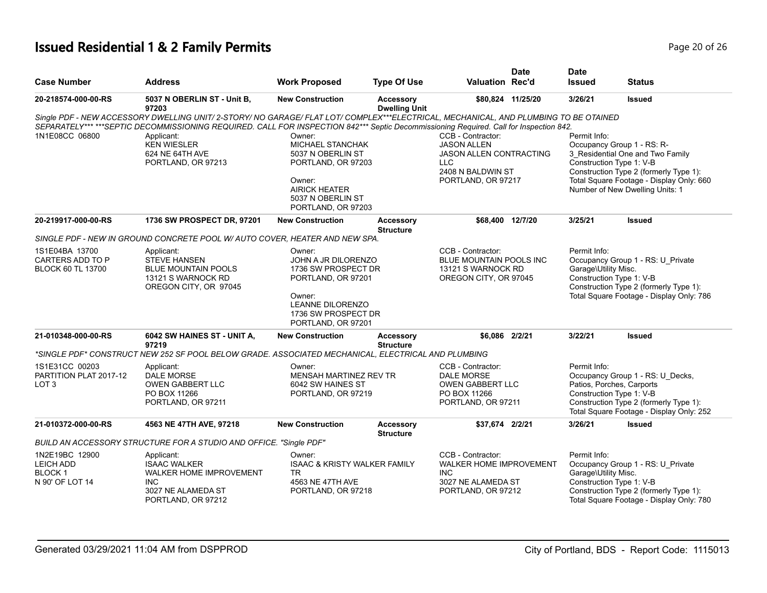# Issued Residential 1 & 2 Family Permits

| Case Number | Address | Work Proposed | Type Of Use | Valuation | Date Rec'd | Date Issued | Status |
|---|---|---|---|---|---|---|---|
| **20-218574-000-00-RS** | **5037 N OBERLIN ST - Unit B, 97203** | **New Construction** | **Accessory Dwelling Unit** | **$80,824** | **11/25/20** | **3/26/21** | **Issued** |
| *Single PDF - NEW ACCESSORY DWELLING UNIT/ 2-STORY/ NO GARAGE/ FLAT LOT/ COMPLEX\*\*\*ELECTRICAL, MECHANICAL, AND PLUMBING TO BE OTAINED SEPARATELY\*\*\* \*\*\*SEPTIC DECOMMISSIONING REQUIRED. CALL FOR INSPECTION 842\*\*\* Septic Decommissioning Required. Call for Inspection 842.* | | | | | | | |
| 1N1E08CC 06800 | Applicant: KEN WIESLER 624 NE 64TH AVE PORTLAND, OR 97213 | Owner: MICHAEL STANCHAK 5037 N OBERLIN ST PORTLAND, OR 97203 Owner: AIRICK HEATER 5037 N OBERLIN ST PORTLAND, OR 97203 | | CCB - Contractor: JASON ALLEN JASON ALLEN CONTRACTING LLC 2408 N BALDWIN ST PORTLAND, OR 97217 | | Permit Info: Occupancy Group 1 - RS: R-3_Residential One and Two Family Construction Type 1: V-B Construction Type 2 (formerly Type 1): Total Square Footage - Display Only: 660 Number of New Dwelling Units: 1 | |
| **20-219917-000-00-RS** | **1736 SW PROSPECT DR, 97201** | **New Construction** | **Accessory Structure** | **$68,400** | **12/7/20** | **3/25/21** | **Issued** |
| *SINGLE PDF - NEW IN GROUND CONCRETE POOL W/ AUTO COVER, HEATER AND NEW SPA.* | | | | | | | |
| 1S1E04BA 13700 CARTERS ADD TO P BLOCK 60 TL 13700 | Applicant: STEVE HANSEN BLUE MOUNTAIN POOLS 13121 S WARNOCK RD OREGON CITY, OR 97045 | Owner: JOHN A JR DILORENZO 1736 SW PROSPECT DR PORTLAND, OR 97201 Owner: LEANNE DILORENZO 1736 SW PROSPECT DR PORTLAND, OR 97201 | | CCB - Contractor: BLUE MOUNTAIN POOLS INC 13121 S WARNOCK RD OREGON CITY, OR 97045 | | Permit Info: Occupancy Group 1 - RS: U_Private Garage\Utility Misc. Construction Type 1: V-B Construction Type 2 (formerly Type 1): Total Square Footage - Display Only: 786 | |
| **21-010348-000-00-RS** | **6042 SW HAINES ST - UNIT A, 97219** | **New Construction** | **Accessory Structure** | **$6,086** | **2/2/21** | **3/22/21** | **Issued** |
| *\*SINGLE PDF\* CONSTRUCT NEW 252 SF POOL BELOW GRADE. ASSOCIATED MECHANICAL, ELECTRICAL AND PLUMBING* | | | | | | | |
| 1S1E31CC 00203 PARTITION PLAT 2017-12 LOT 3 | Applicant: DALE MORSE OWEN GABBERT LLC PO BOX 11266 PORTLAND, OR 97211 | Owner: MENSAH MARTINEZ REV TR 6042 SW HAINES ST PORTLAND, OR 97219 | | CCB - Contractor: DALE MORSE OWEN GABBERT LLC PO BOX 11266 PORTLAND, OR 97211 | | Permit Info: Occupancy Group 1 - RS: U_Decks, Patios, Porches, Carports Construction Type 1: V-B Construction Type 2 (formerly Type 1): Total Square Footage - Display Only: 252 | |
| **21-010372-000-00-RS** | **4563 NE 47TH AVE, 97218** | **New Construction** | **Accessory Structure** | **$37,674** | **2/2/21** | **3/26/21** | **Issued** |
| *BUILD AN ACCESSORY STRUCTURE FOR A STUDIO AND OFFICE. "Single PDF"* | | | | | | | |
| 1N2E19BC 12900 LEICH ADD BLOCK 1 N 90' OF LOT 14 | Applicant: ISAAC WALKER WALKER HOME IMPROVEMENT INC 3027 NE ALAMEDA ST PORTLAND, OR 97212 | Owner: ISAAC & KRISTY WALKER FAMILY TR 4563 NE 47TH AVE PORTLAND, OR 97218 | | CCB - Contractor: WALKER HOME IMPROVEMENT INC 3027 NE ALAMEDA ST PORTLAND, OR 97212 | | Permit Info: Occupancy Group 1 - RS: U_Private Garage\Utility Misc. Construction Type 1: V-B Construction Type 2 (formerly Type 1): Total Square Footage - Display Only: 780 | |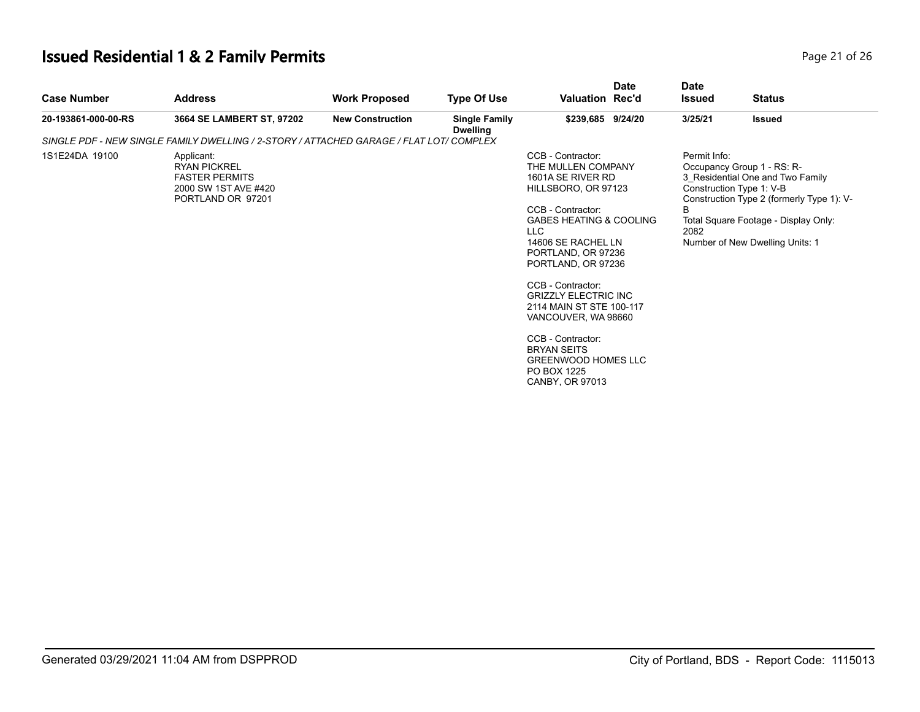# Issued Residential 1 & 2 Family Permits

| Case Number | Address | Work Proposed | Type Of Use | Valuation | Date Rec'd | Date Issued | Status |
|---|---|---|---|---|---|---|---|
| 20-193861-000-00-RS | 3664 SE LAMBERT ST, 97202 | New Construction | Single Family Dwelling | $239,685 | 9/24/20 | 3/25/21 | Issued |

*SINGLE PDF - NEW SINGLE FAMILY DWELLING / 2-STORY / ATTACHED GARAGE / FLAT LOT/ COMPLEX*

1S1E24DA 19100

Applicant:
RYAN PICKREL
FASTER PERMITS
2000 SW 1ST AVE #420
PORTLAND OR 97201

CCB - Contractor:
THE MULLEN COMPANY
1601A SE RIVER RD
HILLSBORO, OR 97123

CCB - Contractor:
GABES HEATING & COOLING LLC
14606 SE RACHEL LN
PORTLAND, OR 97236
PORTLAND, OR 97236

CCB - Contractor:
GRIZZLY ELECTRIC INC
2114 MAIN ST STE 100-117
VANCOUVER, WA 98660

CCB - Contractor:
BRYAN SEITS
GREENWOOD HOMES LLC
PO BOX 1225
CANBY, OR 97013

Permit Info:
Occupancy Group 1 - RS: R-3_Residential One and Two Family
Construction Type 1: V-B
Construction Type 2 (formerly Type 1): V-B
Total Square Footage - Display Only: 2082
Number of New Dwelling Units: 1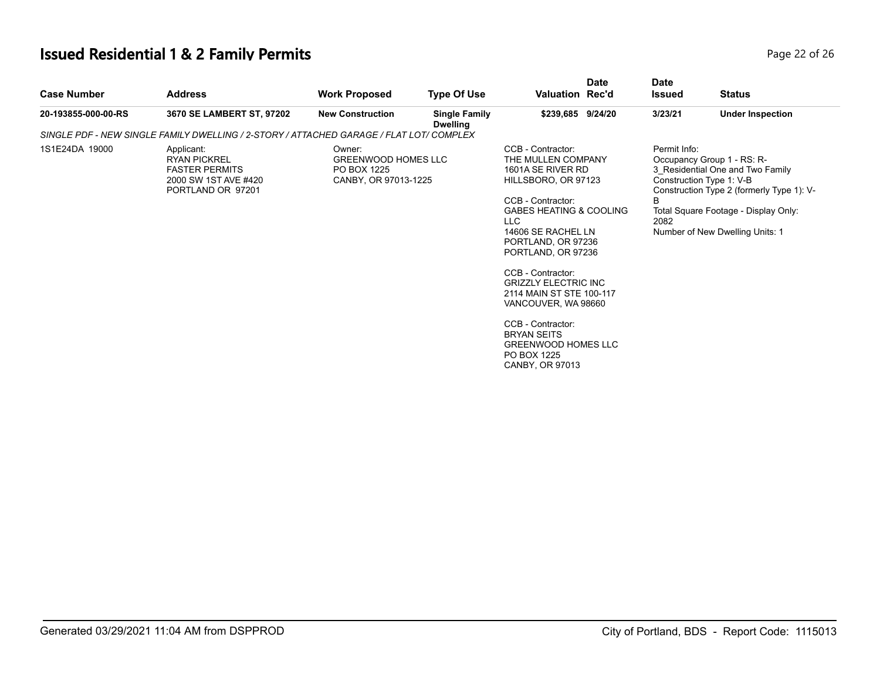## Issued Residential 1 & 2 Family Permits

| Case Number | Address | Work Proposed | Type Of Use | Valuation | Date Rec'd | Date Issued | Status |
|---|---|---|---|---|---|---|---|
| 20-193855-000-00-RS | 3670 SE LAMBERT ST, 97202 | New Construction | Single Family Dwelling | $239,685 | 9/24/20 | 3/23/21 | Under Inspection |

*SINGLE PDF - NEW SINGLE FAMILY DWELLING / 2-STORY / ATTACHED GARAGE / FLAT LOT/ COMPLEX*

1S1E24DA 19000

Applicant:
RYAN PICKREL
FASTER PERMITS
2000 SW 1ST AVE #420
PORTLAND OR 97201

Owner:
GREENWOOD HOMES LLC
PO BOX 1225
CANBY, OR 97013-1225

CCB - Contractor:
THE MULLEN COMPANY
1601A SE RIVER RD
HILLSBORO, OR 97123

CCB - Contractor:
GABES HEATING & COOLING LLC
14606 SE RACHEL LN
PORTLAND, OR 97236
PORTLAND, OR 97236

CCB - Contractor:
GRIZZLY ELECTRIC INC
2114 MAIN ST STE 100-117
VANCOUVER, WA 98660

CCB - Contractor:
BRYAN SEITS
GREENWOOD HOMES LLC
PO BOX 1225
CANBY, OR 97013

Permit Info:
Occupancy Group 1 - RS: R-3_Residential One and Two Family
Construction Type 1: V-B
Construction Type 2 (formerly Type 1): V-B
Total Square Footage - Display Only: 2082
Number of New Dwelling Units: 1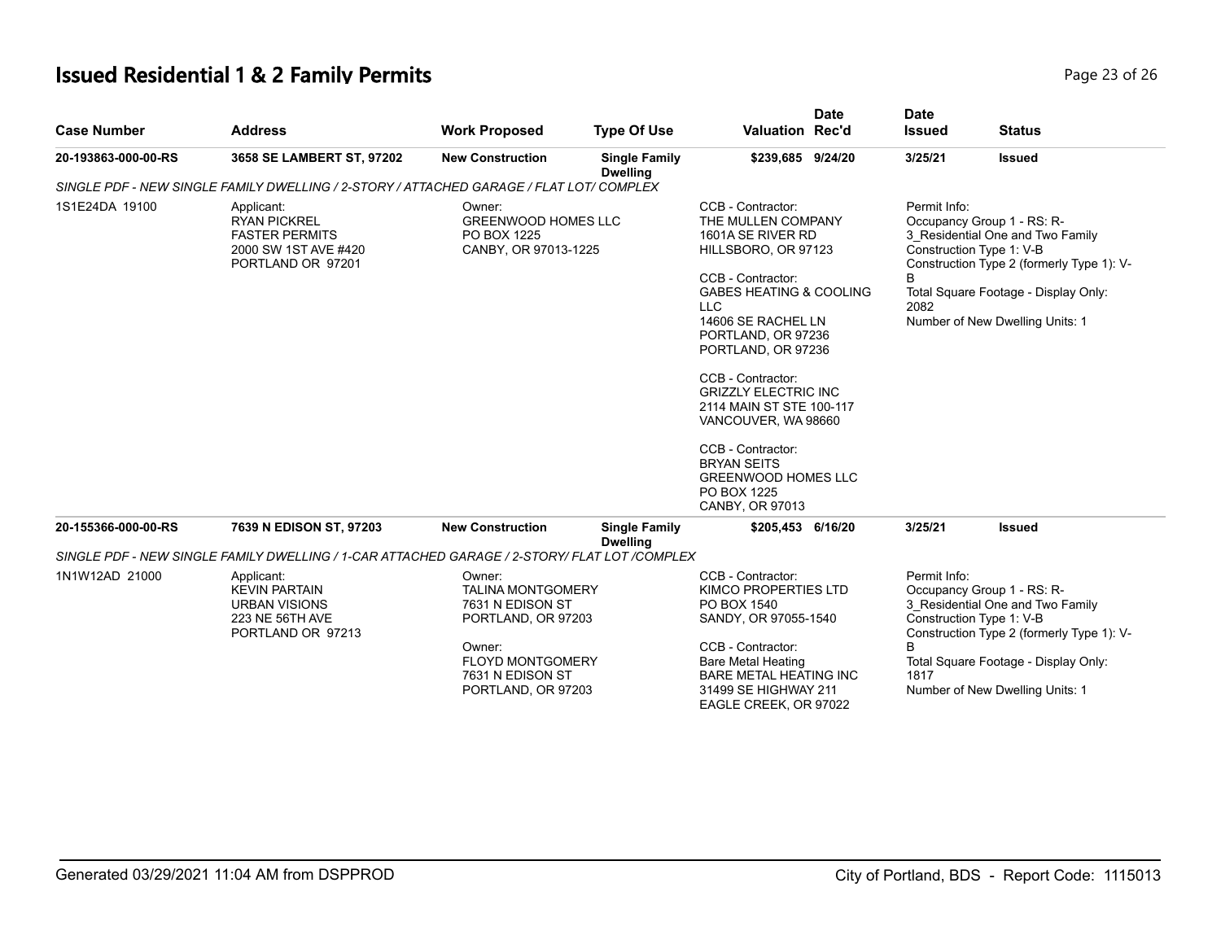# Issued Residential 1 & 2 Family Permits

| Case Number | Address | Work Proposed | Type Of Use | Valuation | Date Rec'd | Date Issued | Status |
|---|---|---|---|---|---|---|---|
| **20-193863-000-00-RS** | **3658 SE LAMBERT ST, 97202** | **New Construction** | **Single Family Dwelling** | **$239,685** | **9/24/20** | **3/25/21** | **Issued** |

*SINGLE PDF - NEW SINGLE FAMILY DWELLING / 2-STORY / ATTACHED GARAGE / FLAT LOT/ COMPLEX*

1S1E24DA 19100

Applicant:
RYAN PICKREL
FASTER PERMITS
2000 SW 1ST AVE #420
PORTLAND OR 97201

Owner:
GREENWOOD HOMES LLC
PO BOX 1225
CANBY, OR 97013-1225

CCB - Contractor:
THE MULLEN COMPANY
1601A SE RIVER RD
HILLSBORO, OR 97123

CCB - Contractor:
GABES HEATING & COOLING LLC
14606 SE RACHEL LN
PORTLAND, OR 97236
PORTLAND, OR 97236

CCB - Contractor:
GRIZZLY ELECTRIC INC
2114 MAIN ST STE 100-117
VANCOUVER, WA 98660

CCB - Contractor:
BRYAN SEITS
GREENWOOD HOMES LLC
PO BOX 1225
CANBY, OR 97013

Permit Info:
Occupancy Group 1 - RS: R-3_Residential One and Two Family
Construction Type 1: V-B
Construction Type 2 (formerly Type 1): V-B
Total Square Footage - Display Only: 2082
Number of New Dwelling Units: 1

| Case Number | Address | Work Proposed | Type Of Use | Valuation | Date Rec'd | Date Issued | Status |
|---|---|---|---|---|---|---|---|
| **20-155366-000-00-RS** | **7639 N EDISON ST, 97203** | **New Construction** | **Single Family Dwelling** | **$205,453** | **6/16/20** | **3/25/21** | **Issued** |

*SINGLE PDF - NEW SINGLE FAMILY DWELLING / 1-CAR ATTACHED GARAGE / 2-STORY/ FLAT LOT /COMPLEX*

1N1W12AD 21000

Applicant:
KEVIN PARTAIN
URBAN VISIONS
223 NE 56TH AVE
PORTLAND OR 97213

Owner:
TALINA MONTGOMERY
7631 N EDISON ST
PORTLAND, OR 97203

Owner:
FLOYD MONTGOMERY
7631 N EDISON ST
PORTLAND, OR 97203

CCB - Contractor:
KIMCO PROPERTIES LTD
PO BOX 1540
SANDY, OR 97055-1540

CCB - Contractor:
Bare Metal Heating
BARE METAL HEATING INC
31499 SE HIGHWAY 211
EAGLE CREEK, OR 97022

Permit Info:
Occupancy Group 1 - RS: R-3_Residential One and Two Family
Construction Type 1: V-B
Construction Type 2 (formerly Type 1): V-B
Total Square Footage - Display Only: 1817
Number of New Dwelling Units: 1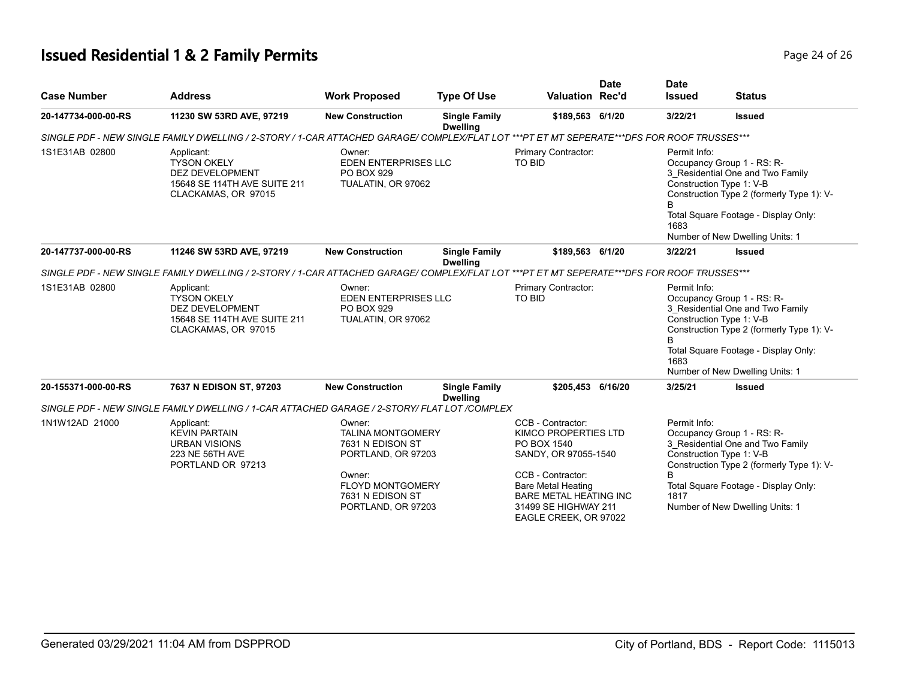# Issued Residential 1 & 2 Family Permits

| Case Number | Address | Work Proposed | Type Of Use | Valuation | Date Rec'd | Date Issued | Status |
|---|---|---|---|---|---|---|---|
| **20-147734-000-00-RS** | **11230 SW 53RD AVE, 97219** | **New Construction** | **Single Family Dwelling** | **$189,563** | **6/1/20** | **3/22/21** | **Issued** |
| *SINGLE PDF - NEW SINGLE FAMILY DWELLING / 2-STORY / 1-CAR ATTACHED GARAGE/ COMPLEX/FLAT LOT ***PT ET MT SEPERATE***DFS FOR ROOF TRUSSES**** | | | | | | | |
| 1S1E31AB 02800 | Applicant: TYSON OKELY DEZ DEVELOPMENT 15648 SE 114TH AVE SUITE 211 CLACKAMAS, OR 97015 | Owner: EDEN ENTERPRISES LLC PO BOX 929 TUALATIN, OR 97062 | | Primary Contractor: TO BID | | Permit Info: Occupancy Group 1 - RS: R-3_Residential One and Two Family Construction Type 1: V-B Construction Type 2 (formerly Type 1): V-B Total Square Footage - Display Only: 1683 Number of New Dwelling Units: 1 | |
| **20-147737-000-00-RS** | **11246 SW 53RD AVE, 97219** | **New Construction** | **Single Family Dwelling** | **$189,563** | **6/1/20** | **3/22/21** | **Issued** |
| *SINGLE PDF - NEW SINGLE FAMILY DWELLING / 2-STORY / 1-CAR ATTACHED GARAGE/ COMPLEX/FLAT LOT ***PT ET MT SEPERATE***DFS FOR ROOF TRUSSES**** | | | | | | | |
| 1S1E31AB 02800 | Applicant: TYSON OKELY DEZ DEVELOPMENT 15648 SE 114TH AVE SUITE 211 CLACKAMAS, OR 97015 | Owner: EDEN ENTERPRISES LLC PO BOX 929 TUALATIN, OR 97062 | | Primary Contractor: TO BID | | Permit Info: Occupancy Group 1 - RS: R-3_Residential One and Two Family Construction Type 1: V-B Construction Type 2 (formerly Type 1): V-B Total Square Footage - Display Only: 1683 Number of New Dwelling Units: 1 | |
| **20-155371-000-00-RS** | **7637 N EDISON ST, 97203** | **New Construction** | **Single Family Dwelling** | **$205,453** | **6/16/20** | **3/25/21** | **Issued** |
| *SINGLE PDF - NEW SINGLE FAMILY DWELLING / 1-CAR ATTACHED GARAGE / 2-STORY/ FLAT LOT /COMPLEX* | | | | | | | |
| 1N1W12AD 21000 | Applicant: KEVIN PARTAIN URBAN VISIONS 223 NE 56TH AVE PORTLAND OR 97213 | Owner: TALINA MONTGOMERY 7631 N EDISON ST PORTLAND, OR 97203 Owner: FLOYD MONTGOMERY 7631 N EDISON ST PORTLAND, OR 97203 | | CCB - Contractor: KIMCO PROPERTIES LTD PO BOX 1540 SANDY, OR 97055-1540 CCB - Contractor: Bare Metal Heating BARE METAL HEATING INC 31499 SE HIGHWAY 211 EAGLE CREEK, OR 97022 | | Permit Info: Occupancy Group 1 - RS: R-3_Residential One and Two Family Construction Type 1: V-B Construction Type 2 (formerly Type 1): V-B Total Square Footage - Display Only: 1817 Number of New Dwelling Units: 1 | |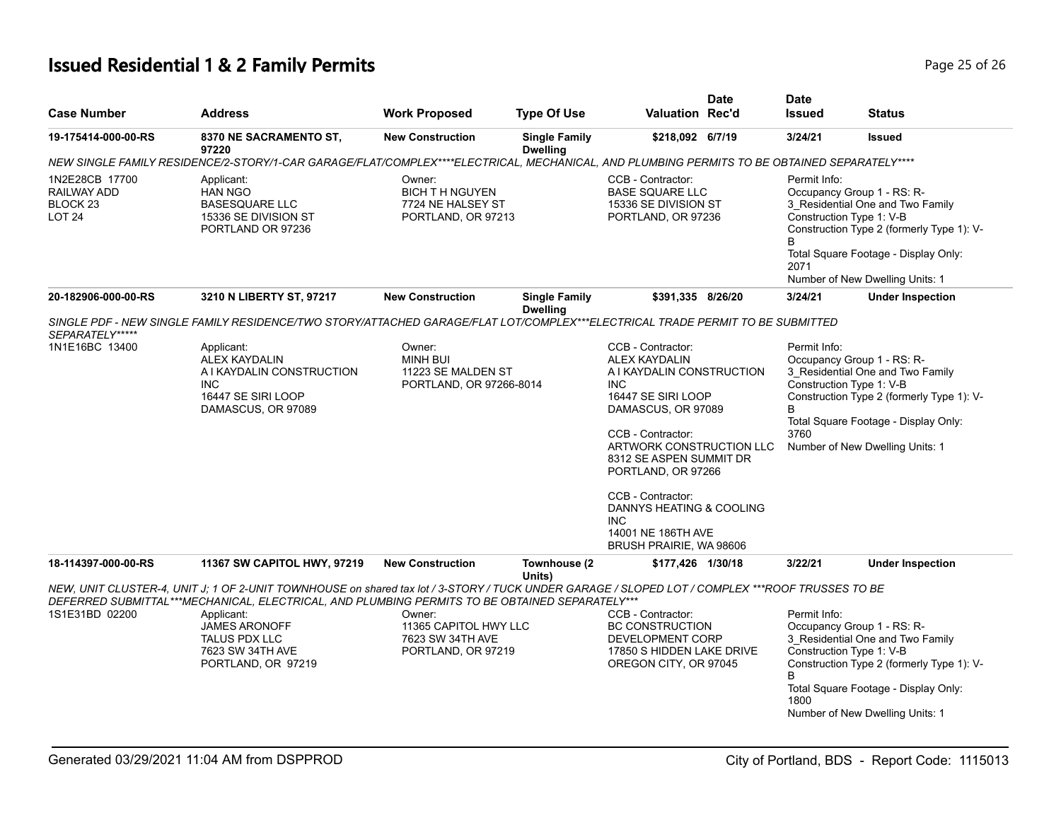# Issued Residential 1 & 2 Family Permits

| Case Number | Address | Work Proposed | Type Of Use | Valuation | Date Rec'd | Date Issued | Status |
|---|---|---|---|---|---|---|---|
| 19-175414-000-00-RS | 8370 NE SACRAMENTO ST, 97220 | New Construction | Single Family Dwelling | $218,092 | 6/7/19 | 3/24/21 | Issued |

*NEW SINGLE FAMILY RESIDENCE/2-STORY/1-CAR GARAGE/FLAT/COMPLEX****ELECTRICAL, MECHANICAL, AND PLUMBING PERMITS TO BE OBTAINED SEPARATELY*****

1N2E28CB 17700
RAILWAY ADD
BLOCK 23
LOT 24

Applicant:
HAN NGO
BASESQUARE LLC
15336 SE DIVISION ST
PORTLAND OR 97236

Owner:
BICH T H NGUYEN
7724 NE HALSEY ST
PORTLAND, OR 97213

CCB - Contractor:
BASE SQUARE LLC
15336 SE DIVISION ST
PORTLAND, OR 97236

Permit Info:
Occupancy Group 1 - RS: R-3_Residential One and Two Family
Construction Type 1: V-B
Construction Type 2 (formerly Type 1): V-B
Total Square Footage - Display Only: 2071
Number of New Dwelling Units: 1

| Case Number | Address | Work Proposed | Type Of Use | Valuation | Date Rec'd | Date Issued | Status |
|---|---|---|---|---|---|---|---|
| 20-182906-000-00-RS | 3210 N LIBERTY ST, 97217 | New Construction | Single Family Dwelling | $391,335 | 8/26/20 | 3/24/21 | Under Inspection |

*SINGLE PDF - NEW SINGLE FAMILY RESIDENCE/TWO STORY/ATTACHED GARAGE/FLAT LOT/COMPLEX***ELECTRICAL TRADE PERMIT TO BE SUBMITTED SEPARATELY******

1N1E16BC 13400

Applicant:
ALEX KAYDALIN
A I KAYDALIN CONSTRUCTION INC
16447 SE SIRI LOOP
DAMASCUS, OR 97089

Owner:
MINH BUI
11223 SE MALDEN ST
PORTLAND, OR 97266-8014

CCB - Contractor:
ALEX KAYDALIN
A I KAYDALIN CONSTRUCTION INC
16447 SE SIRI LOOP
DAMASCUS, OR 97089

CCB - Contractor:
ARTWORK CONSTRUCTION LLC
8312 SE ASPEN SUMMIT DR
PORTLAND, OR 97266

CCB - Contractor:
DANNYS HEATING & COOLING INC
14001 NE 186TH AVE
BRUSH PRAIRIE, WA 98606

Permit Info:
Occupancy Group 1 - RS: R-3_Residential One and Two Family
Construction Type 1: V-B
Construction Type 2 (formerly Type 1): V-B
Total Square Footage - Display Only: 3760
Number of New Dwelling Units: 1

| Case Number | Address | Work Proposed | Type Of Use | Valuation | Date Rec'd | Date Issued | Status |
|---|---|---|---|---|---|---|---|
| 18-114397-000-00-RS | 11367 SW CAPITOL HWY, 97219 | New Construction | Townhouse (2 Units) | $177,426 | 1/30/18 | 3/22/21 | Under Inspection |

*NEW, UNIT CLUSTER-4, UNIT J; 1 OF 2-UNIT TOWNHOUSE on shared tax lot / 3-STORY / TUCK UNDER GARAGE / SLOPED LOT / COMPLEX ***ROOF TRUSSES TO BE DEFERRED SUBMITTAL***MECHANICAL, ELECTRICAL, AND PLUMBING PERMITS TO BE OBTAINED SEPARATELY****

1S1E31BD 02200

Applicant:
JAMES ARONOFF
TALUS PDX LLC
7623 SW 34TH AVE
PORTLAND, OR 97219

Owner:
11365 CAPITOL HWY LLC
7623 SW 34TH AVE
PORTLAND, OR 97219

CCB - Contractor:
BC CONSTRUCTION DEVELOPMENT CORP
17850 S HIDDEN LAKE DRIVE
OREGON CITY, OR 97045

Permit Info:
Occupancy Group 1 - RS: R-3_Residential One and Two Family
Construction Type 1: V-B
Construction Type 2 (formerly Type 1): V-B
Total Square Footage - Display Only: 1800
Number of New Dwelling Units: 1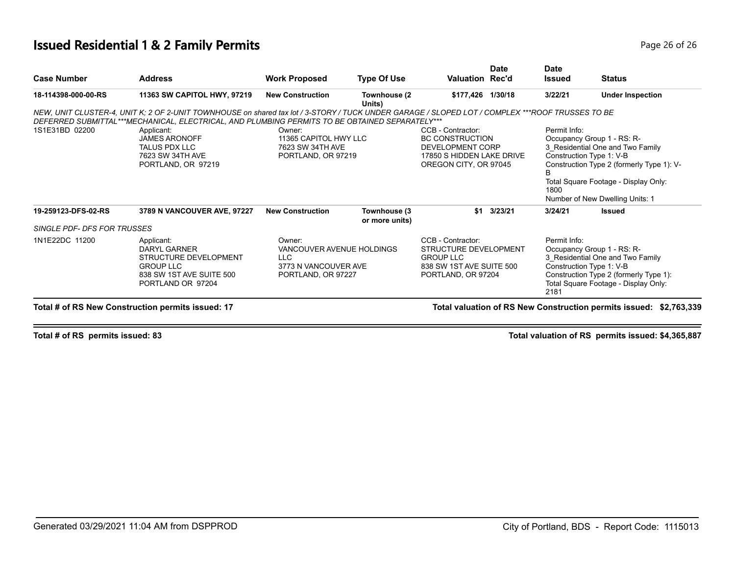# Issued Residential 1 & 2 Family Permits

| Case Number | Address | Work Proposed | Type Of Use | Valuation | Date Rec'd | Date Issued | Status |
|---|---|---|---|---|---|---|---|
| **18-114398-000-00-RS** | **11363 SW CAPITOL HWY, 97219** | **New Construction** | **Townhouse (2 Units)** | **$177,426** | **1/30/18** | **3/22/21** | **Under Inspection** |
| *NEW, UNIT CLUSTER-4, UNIT K; 2 OF 2-UNIT TOWNHOUSE on shared tax lot / 3-STORY / TUCK UNDER GARAGE / SLOPED LOT / COMPLEX ***ROOF TRUSSES TO BE DEFERRED SUBMITTAL***MECHANICAL, ELECTRICAL, AND PLUMBING PERMITS TO BE OBTAINED SEPARATELY**** | | | | | | | |
| 1S1E31BD 02200 | Applicant: JAMES ARONOFF TALUS PDX LLC 7623 SW 34TH AVE PORTLAND, OR 97219 | Owner: 11365 CAPITOL HWY LLC 7623 SW 34TH AVE PORTLAND, OR 97219 | | CCB - Contractor: BC CONSTRUCTION DEVELOPMENT CORP 17850 S HIDDEN LAKE DRIVE OREGON CITY, OR 97045 | | Permit Info: Occupancy Group 1 - RS: R-3_Residential One and Two Family Construction Type 1: V-B Construction Type 2 (formerly Type 1): V-B Total Square Footage - Display Only: 1800 Number of New Dwelling Units: 1 | |
| **19-259123-DFS-02-RS** | **3789 N VANCOUVER AVE, 97227** | **New Construction** | **Townhouse (3 or more units)** | **$1** | **3/23/21** | **3/24/21** | **Issued** |
| *SINGLE PDF- DFS FOR TRUSSES* | | | | | | | |
| 1N1E22DC 11200 | Applicant: DARYL GARNER STRUCTURE DEVELOPMENT GROUP LLC 838 SW 1ST AVE SUITE 500 PORTLAND OR 97204 | Owner: VANCOUVER AVENUE HOLDINGS LLC 3773 N VANCOUVER AVE PORTLAND, OR 97227 | | CCB - Contractor: STRUCTURE DEVELOPMENT GROUP LLC 838 SW 1ST AVE SUITE 500 PORTLAND, OR 97204 | | Permit Info: Occupancy Group 1 - RS: R-3_Residential One and Two Family Construction Type 1: V-B Construction Type 2 (formerly Type 1): Total Square Footage - Display Only: 2181 | |

**Total # of RS New Construction permits issued: 17**

**Total valuation of RS New Construction permits issued: $2,763,339**

**Total # of RS permits issued: 83**

**Total valuation of RS permits issued: $4,365,887**